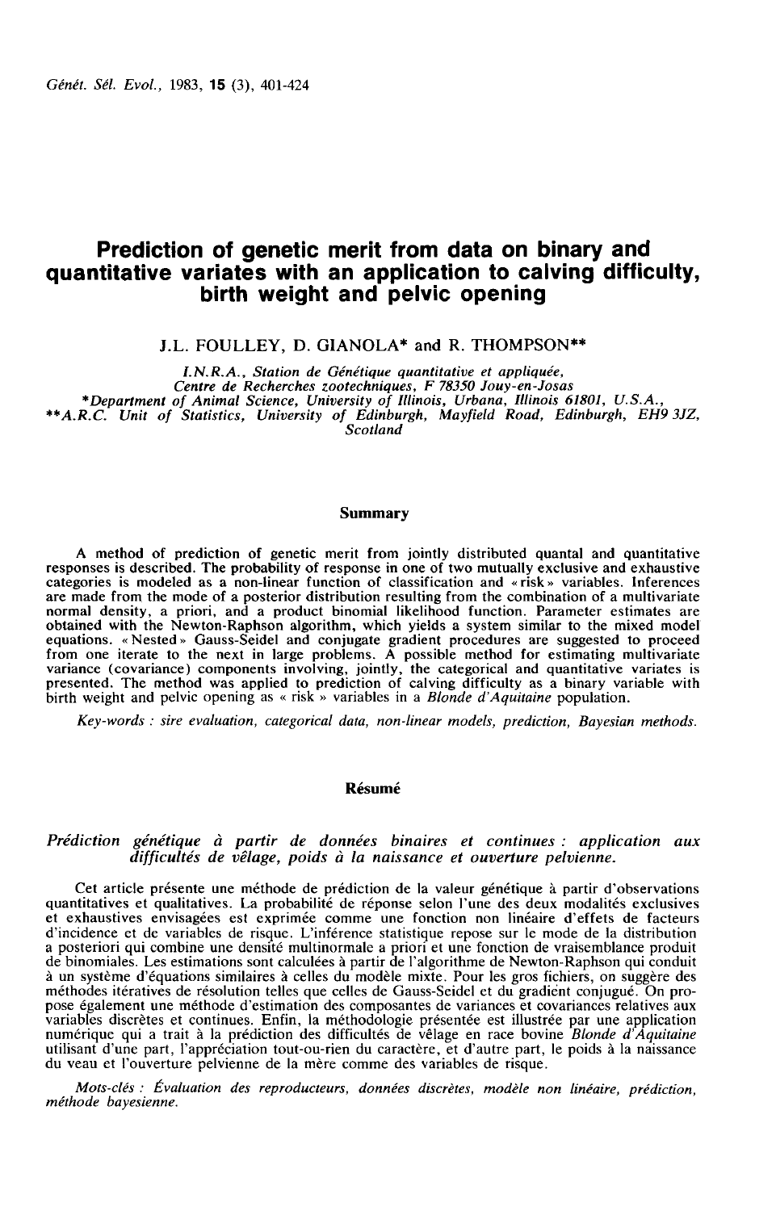# Prediction of genetic merit from data on binary and quantitative variates with an application to calving difficulty, birth weight and pelvic opening

J.L. FOULLEY, D. GIANOLA* and R. THOMPSON**

*I.N.R.A., Station de Génétique quantitative et appliquée,*
*Centre de Recherches zootechniques, F 78350 Jouy-en-Josas*
*\*Department of Animal Science, University of Illinois, Urbana, Illinois 61801, U.S.A.,*
*\*\*A.R.C. Unit of Statistics, University of Edinburgh, Mayfield Road, Edinburgh, EH9 3JZ, Scotland*

## Summary

A method of prediction of genetic merit from jointly distributed quantal and quantitative responses is described. The probability of response in one of two mutually exclusive and exhaustive categories is modeled as a non-linear function of classification and « risk » variables. Inferences are made from the mode of a posterior distribution resulting from the combination of a multivariate normal density, a priori, and a product binomial likelihood function. Parameter estimates are obtained with the Newton-Raphson algorithm, which yields a system similar to the mixed model equations. « Nested » Gauss-Seidel and conjugate gradient procedures are suggested to proceed from one iterate to the next in large problems. A possible method for estimating multivariate variance (covariance) components involving, jointly, the categorical and quantitative variates is presented. The method was applied to prediction of calving difficulty as a binary variable with birth weight and pelvic opening as « risk » variables in a *Blonde d'Aquitaine* population.

*Key-words : sire evaluation, categorical data, non-linear models, prediction, Bayesian methods.*

## Résumé

### *Prédiction génétique à partir de données binaires et continues : application aux difficultés de vêlage, poids à la naissance et ouverture pelvienne.*

Cet article présente une méthode de prédiction de la valeur génétique à partir d'observations quantitatives et qualitatives. La probabilité de réponse selon l'une des deux modalités exclusives et exhaustives envisagées est exprimée comme une fonction non linéaire d'effets de facteurs d'incidence et de variables de risque. L'inférence statistique repose sur le mode de la distribution a posteriori qui combine une densité multinormale a priori et une fonction de vraisemblance produit de binomiales. Les estimations sont calculées à partir de l'algorithme de Newton-Raphson qui conduit à un système d'équations similaires à celles du modèle mixte. Pour les gros fichiers, on suggère des méthodes itératives de résolution telles que celles de Gauss-Seidel et du gradient conjugué. On propose également une méthode d'estimation des composantes de variances et covariances relatives aux variables discrètes et continues. Enfin, la méthodologie présentée est illustrée par une application numérique qui a trait à la prédiction des difficultés de vêlage en race bovine *Blonde d'Aquitaine* utilisant d'une part, l'appréciation tout-ou-rien du caractère, et d'autre part, le poids à la naissance du veau et l'ouverture pelvienne de la mère comme des variables de risque.

*Mots-clés : Évaluation des reproducteurs, données discrètes, modèle non linéaire, prédiction, méthode bayesienne.*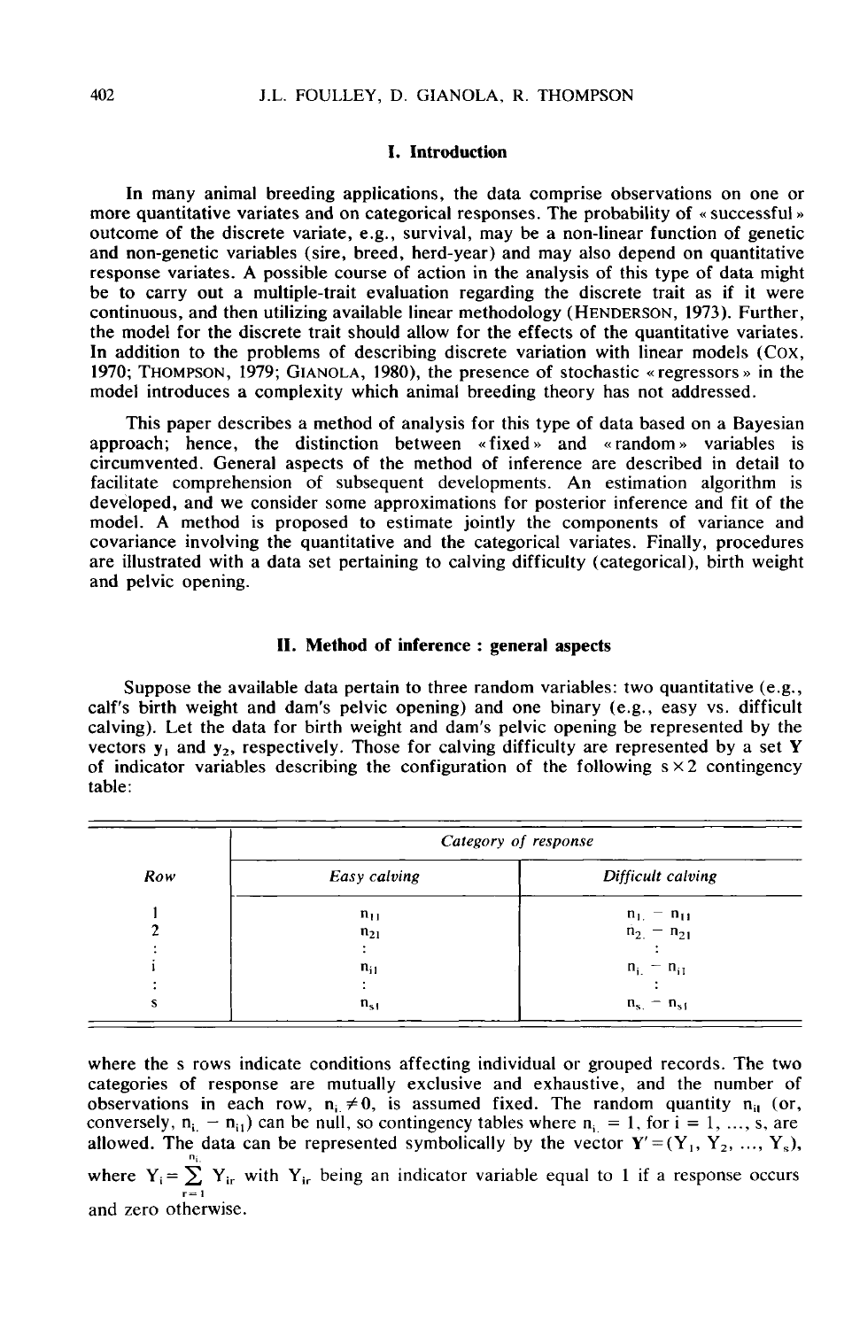## I. Introduction

In many animal breeding applications, the data comprise observations on one or more quantitative variates and on categorical responses. The probability of « successful » outcome of the discrete variate, e.g., survival, may be a non-linear function of genetic and non-genetic variables (sire, breed, herd-year) and may also depend on quantitative response variates. A possible course of action in the analysis of this type of data might be to carry out a multiple-trait evaluation regarding the discrete trait as if it were continuous, and then utilizing available linear methodology (HENDERSON, 1973). Further, the model for the discrete trait should allow for the effects of the quantitative variates. In addition to the problems of describing discrete variation with linear models (COX, 1970; THOMPSON, 1979; GIANOLA, 1980), the presence of stochastic « regressors » in the model introduces a complexity which animal breeding theory has not addressed.

This paper describes a method of analysis for this type of data based on a Bayesian approach; hence, the distinction between « fixed » and « random » variables is circumvented. General aspects of the method of inference are described in detail to facilitate comprehension of subsequent developments. An estimation algorithm is developed, and we consider some approximations for posterior inference and fit of the model. A method is proposed to estimate jointly the components of variance and covariance involving the quantitative and the categorical variates. Finally, procedures are illustrated with a data set pertaining to calving difficulty (categorical), birth weight and pelvic opening.

## II. Method of inference : general aspects

Suppose the available data pertain to three random variables: two quantitative (e.g., calf's birth weight and dam's pelvic opening) and one binary (e.g., easy vs. difficult calving). Let the data for birth weight and dam's pelvic opening be represented by the vectors $\mathbf{y}_1$ and $\mathbf{y}_2$, respectively. Those for calving difficulty are represented by a set $\mathbf{Y}$ of indicator variables describing the configuration of the following $s \times 2$ contingency table:

| Row | *Category of response* | |
|---|---|---|
| | *Easy calving* | *Difficult calving* |
| 1 | $n_{11}$ | $n_{1.} - n_{11}$ |
| 2 | $n_{21}$ | $n_{2.} - n_{21}$ |
| : | : | : |
| i | $n_{i1}$ | $n_{i.} - n_{i1}$ |
| : | : | : |
| s | $n_{s1}$ | $n_{s.} - n_{s1}$ |

where the s rows indicate conditions affecting individual or grouped records. The two categories of response are mutually exclusive and exhaustive, and the number of observations in each row, $n_{i.} \neq 0$, is assumed fixed. The random quantity $n_{i1}$ (or, conversely, $n_{i.} - n_{i1}$) can be null, so contingency tables where $n_{i.} = 1$, for $i = 1, \ldots, s$, are allowed. The data can be represented symbolically by the vector $\mathbf{Y}' = (Y_1, Y_2, \ldots, Y_s)$, where $Y_i = \sum_{r=1}^{n_{i.}} Y_{ir}$ with $Y_{ir}$ being an indicator variable equal to 1 if a response occurs and zero otherwise.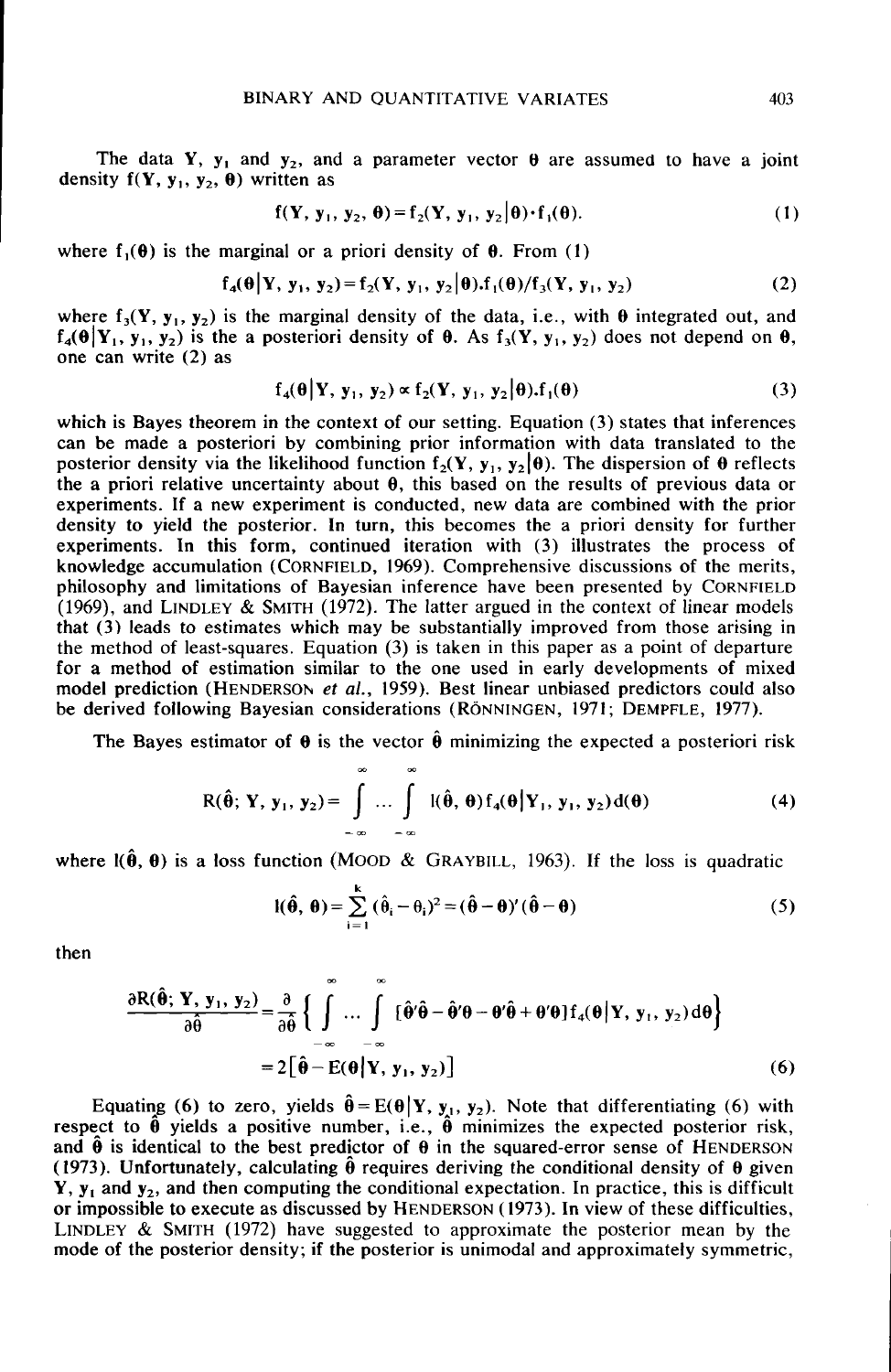The data $\mathbf{Y}$, $\mathbf{y}_1$ and $\mathbf{y}_2$, and a parameter vector $\boldsymbol{\theta}$ are assumed to have a joint density $f(\mathbf{Y}, \mathbf{y}_1, \mathbf{y}_2, \boldsymbol{\theta})$ written as

$$f(\mathbf{Y}, \mathbf{y}_1, \mathbf{y}_2, \boldsymbol{\theta}) = f_2(\mathbf{Y}, \mathbf{y}_1, \mathbf{y}_2|\boldsymbol{\theta})\cdot f_1(\boldsymbol{\theta}). \tag{1}$$

where $f_1(\boldsymbol{\theta})$ is the marginal or a priori density of $\boldsymbol{\theta}$. From (1)

$$f_4(\boldsymbol{\theta}|\mathbf{Y}, \mathbf{y}_1, \mathbf{y}_2) = f_2(\mathbf{Y}, \mathbf{y}_1, \mathbf{y}_2|\boldsymbol{\theta}).f_1(\boldsymbol{\theta})/f_3(\mathbf{Y}, \mathbf{y}_1, \mathbf{y}_2) \tag{2}$$

where $f_3(\mathbf{Y}, \mathbf{y}_1, \mathbf{y}_2)$ is the marginal density of the data, i.e., with $\boldsymbol{\theta}$ integrated out, and $f_4(\boldsymbol{\theta}|\mathbf{Y}_1, \mathbf{y}_1, \mathbf{y}_2)$ is the a posteriori density of $\boldsymbol{\theta}$. As $f_3(\mathbf{Y}, \mathbf{y}_1, \mathbf{y}_2)$ does not depend on $\boldsymbol{\theta}$, one can write (2) as

$$f_4(\boldsymbol{\theta}|\mathbf{Y}, \mathbf{y}_1, \mathbf{y}_2) \propto f_2(\mathbf{Y}, \mathbf{y}_1, \mathbf{y}_2|\boldsymbol{\theta}).f_1(\boldsymbol{\theta}) \tag{3}$$

which is Bayes theorem in the context of our setting. Equation (3) states that inferences can be made a posteriori by combining prior information with data translated to the posterior density via the likelihood function $f_2(\mathbf{Y}, \mathbf{y}_1, \mathbf{y}_2|\boldsymbol{\theta})$. The dispersion of $\boldsymbol{\theta}$ reflects the a priori relative uncertainty about $\boldsymbol{\theta}$, this based on the results of previous data or experiments. If a new experiment is conducted, new data are combined with the prior density to yield the posterior. In turn, this becomes the a priori density for further experiments. In this form, continued iteration with (3) illustrates the process of knowledge accumulation (CORNFIELD, 1969). Comprehensive discussions of the merits, philosophy and limitations of Bayesian inference have been presented by CORNFIELD (1969), and LINDLEY & SMITH (1972). The latter argued in the context of linear models that (3) leads to estimates which may be substantially improved from those arising in the method of least-squares. Equation (3) is taken in this paper as a point of departure for a method of estimation similar to the one used in early developments of mixed model prediction (HENDERSON *et al.*, 1959). Best linear unbiased predictors could also be derived following Bayesian considerations (RÖNNINGEN, 1971; DEMPFLE, 1977).

The Bayes estimator of $\boldsymbol{\theta}$ is the vector $\hat{\boldsymbol{\theta}}$ minimizing the expected a posteriori risk

$$R(\hat{\boldsymbol{\theta}}; \mathbf{Y}, \mathbf{y}_1, \mathbf{y}_2) = \int_{-\infty}^{\infty} \cdots \int_{-\infty}^{\infty} l(\hat{\boldsymbol{\theta}}, \boldsymbol{\theta}) f_4(\boldsymbol{\theta}|\mathbf{Y}_1, \mathbf{y}_1, \mathbf{y}_2) d(\boldsymbol{\theta}) \tag{4}$$

where $l(\hat{\boldsymbol{\theta}}, \boldsymbol{\theta})$ is a loss function (MOOD & GRAYBILL, 1963). If the loss is quadratic

$$l(\hat{\boldsymbol{\theta}}, \boldsymbol{\theta}) = \sum_{i=1}^{k} (\hat{\theta}_i - \theta_i)^2 = (\hat{\boldsymbol{\theta}} - \boldsymbol{\theta})'(\hat{\boldsymbol{\theta}} - \boldsymbol{\theta}) \tag{5}$$

then

$$\begin{aligned}\frac{\partial R(\hat{\boldsymbol{\theta}}; \mathbf{Y}, \mathbf{y}_1, \mathbf{y}_2)}{\partial \hat{\boldsymbol{\theta}}} &= \frac{\partial}{\partial \hat{\boldsymbol{\theta}}} \left\{ \int_{-\infty}^{\infty} \cdots \int_{-\infty}^{\infty} [\hat{\boldsymbol{\theta}}'\hat{\boldsymbol{\theta}} - \hat{\boldsymbol{\theta}}'\boldsymbol{\theta} - \boldsymbol{\theta}'\hat{\boldsymbol{\theta}} + \boldsymbol{\theta}'\boldsymbol{\theta}] f_4(\boldsymbol{\theta}|\mathbf{Y}, \mathbf{y}_1, \mathbf{y}_2) d\boldsymbol{\theta} \right\} \\ &= 2[\hat{\boldsymbol{\theta}} - E(\boldsymbol{\theta}|\mathbf{Y}, \mathbf{y}_1, \mathbf{y}_2)]\end{aligned} \tag{6}$$

Equating (6) to zero, yields $\hat{\boldsymbol{\theta}} = E(\boldsymbol{\theta}|\mathbf{Y}, \mathbf{y}_1, \mathbf{y}_2)$. Note that differentiating (6) with respect to $\hat{\boldsymbol{\theta}}$ yields a positive number, i.e., $\hat{\boldsymbol{\theta}}$ minimizes the expected posterior risk, and $\hat{\boldsymbol{\theta}}$ is identical to the best predictor of $\boldsymbol{\theta}$ in the squared-error sense of HENDERSON (1973). Unfortunately, calculating $\hat{\boldsymbol{\theta}}$ requires deriving the conditional density of $\boldsymbol{\theta}$ given $\mathbf{Y}$, $\mathbf{y}_1$ and $\mathbf{y}_2$, and then computing the conditional expectation. In practice, this is difficult or impossible to execute as discussed by HENDERSON (1973). In view of these difficulties, LINDLEY & SMITH (1972) have suggested to approximate the posterior mean by the mode of the posterior density; if the posterior is unimodal and approximately symmetric,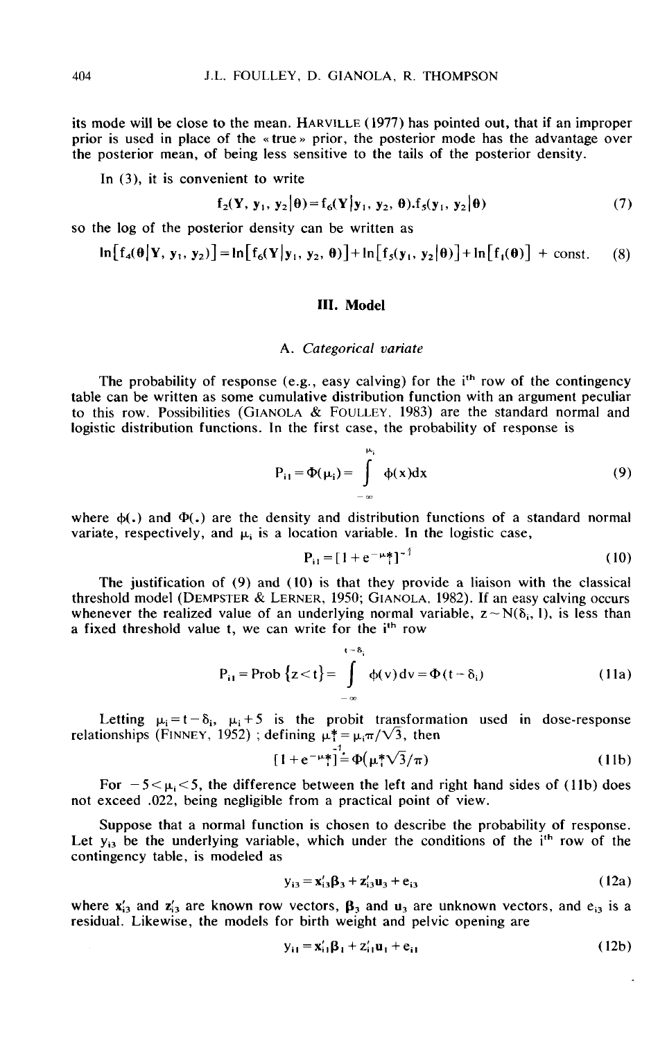its mode will be close to the mean. HARVILLE (1977) has pointed out, that if an improper prior is used in place of the « true » prior, the posterior mode has the advantage over the posterior mean, of being less sensitive to the tails of the posterior density.

In (3), it is convenient to write

$$f_2(\mathbf{Y}, \mathbf{y}_1, \mathbf{y}_2|\boldsymbol{\theta}) = f_6(\mathbf{Y}|\mathbf{y}_1, \mathbf{y}_2, \boldsymbol{\theta}).f_5(\mathbf{y}_1, \mathbf{y}_2|\boldsymbol{\theta}) \tag{7}$$

so the log of the posterior density can be written as

$$\ln[f_4(\boldsymbol{\theta}|\mathbf{Y}, \mathbf{y}_1, \mathbf{y}_2)] = \ln[f_6(\mathbf{Y}|\mathbf{y}_1, \mathbf{y}_2, \boldsymbol{\theta})] + \ln[f_5(\mathbf{y}_1, \mathbf{y}_2|\boldsymbol{\theta})] + \ln[f_1(\boldsymbol{\theta})] + \text{const.} \tag{8}$$

## III. Model

### A. *Categorical variate*

The probability of response (e.g., easy calving) for the $i^{th}$ row of the contingency table can be written as some cumulative distribution function with an argument peculiar to this row. Possibilities (GIANOLA & FOULLEY, 1983) are the standard normal and logistic distribution functions. In the first case, the probability of response is

$$P_{i1} = \Phi(\mu_i) = \int_{-\infty}^{\mu_i} \phi(x)dx \tag{9}$$

where $\phi(.)$ and $\Phi(.)$ are the density and distribution functions of a standard normal variate, respectively, and $\mu_i$ is a location variable. In the logistic case,

$$P_{i1} = [1 + e^{-\mu_i^*}]^{-1} \tag{10}$$

The justification of (9) and (10) is that they provide a liaison with the classical threshold model (DEMPSTER & LERNER, 1950; GIANOLA, 1982). If an easy calving occurs whenever the realized value of an underlying normal variable, $z \sim N(\delta_i, 1)$, is less than a fixed threshold value t, we can write for the $i^{th}$ row

$$P_{i1} = \text{Prob}\{z < t\} = \int_{-\infty}^{t-\delta_i} \phi(v)dv = \Phi(t - \delta_i) \tag{11a}$$

Letting $\mu_i = t - \delta_i$, $\mu_i + 5$ is the probit transformation used in dose-response relationships (FINNEY, 1952) ; defining $\mu_i^* = \mu_i\pi/\sqrt{3}$, then

$$[1 + e^{-\mu_i^*}]^{-1} \doteq \Phi(\mu_i^*\sqrt{3}/\pi) \tag{11b}$$

For $-5 < \mu_i < 5$, the difference between the left and right hand sides of (11b) does not exceed .022, being negligible from a practical point of view.

Suppose that a normal function is chosen to describe the probability of response. Let $y_{i3}$ be the underlying variable, which under the conditions of the $i^{th}$ row of the contingency table, is modeled as

$$y_{i3} = \mathbf{x}'_{i3}\boldsymbol{\beta}_3 + \mathbf{z}'_{i3}\mathbf{u}_3 + e_{i3} \tag{12a}$$

where $\mathbf{x}'_{i3}$ and $\mathbf{z}'_{i3}$ are known row vectors, $\boldsymbol{\beta}_3$ and $\mathbf{u}_3$ are unknown vectors, and $e_{i3}$ is a residual. Likewise, the models for birth weight and pelvic opening are

$$y_{i1} = \mathbf{x}'_{i1}\boldsymbol{\beta}_1 + \mathbf{z}'_{i1}\mathbf{u}_1 + e_{i1} \tag{12b}$$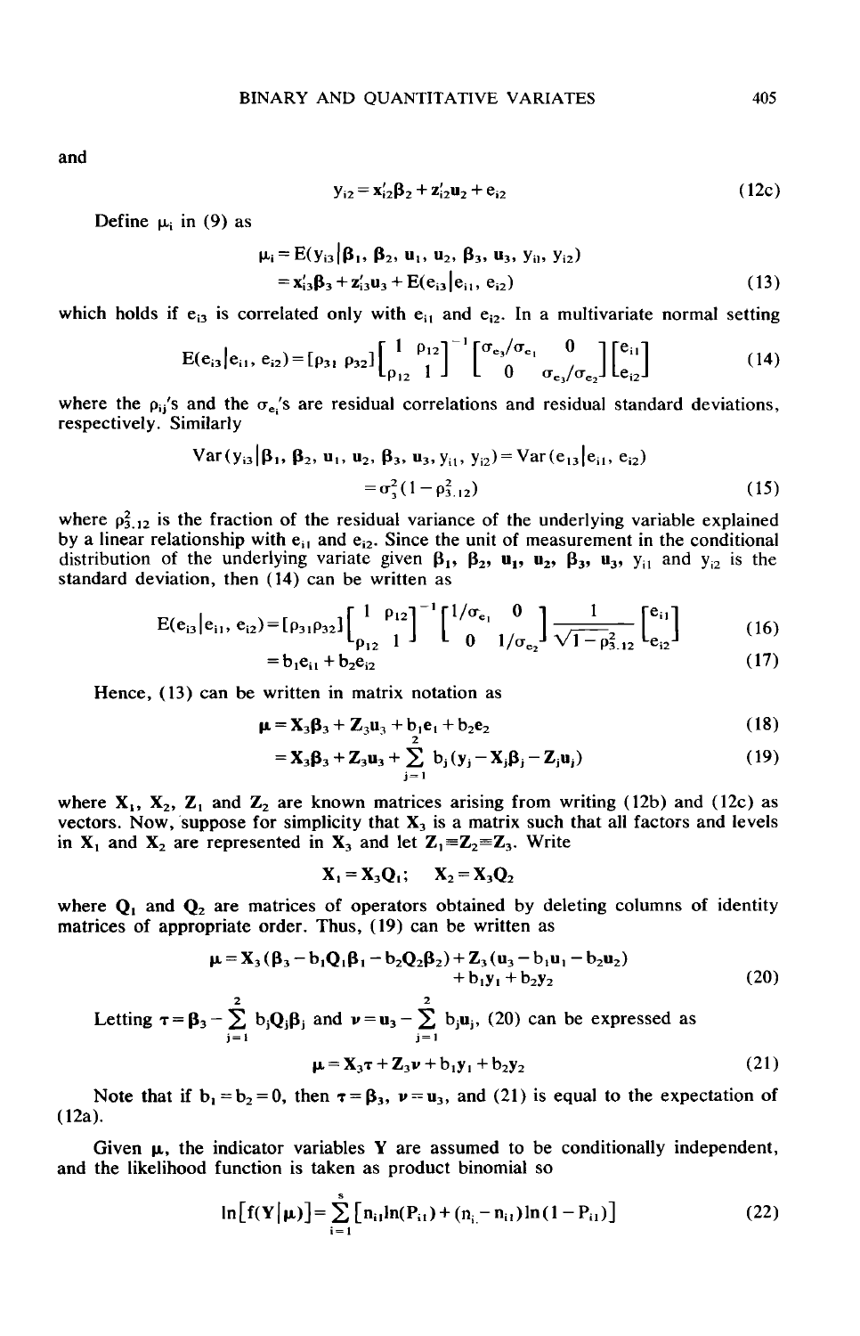and

$$y_{i2} = \mathbf{x}_{i2}'\boldsymbol{\beta}_2 + \mathbf{z}_{i2}'\mathbf{u}_2 + e_{i2} \tag{12c}$$

Define $\mu_i$ in (9) as

$$\begin{aligned} \mu_i &= E(y_{i3} | \boldsymbol{\beta}_1, \boldsymbol{\beta}_2, \mathbf{u}_1, \mathbf{u}_2, \boldsymbol{\beta}_3, \mathbf{u}_3, y_{i1}, y_{i2}) \\ &= \mathbf{x}_{i3}'\boldsymbol{\beta}_3 + \mathbf{z}_{i3}'\mathbf{u}_3 + E(e_{i3} | e_{i1}, e_{i2}) \end{aligned} \tag{13}$$

which holds if $e_{i3}$ is correlated only with $e_{i1}$ and $e_{i2}$. In a multivariate normal setting

$$E(e_{i3} | e_{i1}, e_{i2}) = [\rho_{31} \ \rho_{32}] \begin{bmatrix} 1 & \rho_{12} \\ \rho_{12} & 1 \end{bmatrix}^{-1} \begin{bmatrix} \sigma_{e_3}/\sigma_{e_1} & 0 \\ 0 & \sigma_{e_3}/\sigma_{e_2} \end{bmatrix} \begin{bmatrix} e_{i1} \\ e_{i2} \end{bmatrix} \tag{14}$$

where the $\rho_{ij}$'s and the $\sigma_{e_i}$'s are residual correlations and residual standard deviations, respectively. Similarly

$$\begin{aligned} \text{Var}(y_{i3} | \boldsymbol{\beta}_1, \boldsymbol{\beta}_2, \mathbf{u}_1, \mathbf{u}_2, \boldsymbol{\beta}_3, \mathbf{u}_3, y_{i1}, y_{i2}) &= \text{Var}(e_{i3} | e_{i1}, e_{i2}) \\ &= \sigma_3^2(1 - \rho_{3.12}^2) \end{aligned} \tag{15}$$

where $\rho_{3.12}^2$ is the fraction of the residual variance of the underlying variable explained by a linear relationship with $e_{i1}$ and $e_{i2}$. Since the unit of measurement in the conditional distribution of the underlying variate given $\boldsymbol{\beta}_1$, $\boldsymbol{\beta}_2$, $\mathbf{u}_1$, $\mathbf{u}_2$, $\boldsymbol{\beta}_3$, $\mathbf{u}_3$, $y_{i1}$ and $y_{i2}$ is the standard deviation, then (14) can be written as

$$\begin{aligned} E(e_{i3} | e_{i1}, e_{i2}) &= [\rho_{31}\rho_{32}] \begin{bmatrix} 1 & \rho_{12} \\ \rho_{12} & 1 \end{bmatrix}^{-1} \begin{bmatrix} 1/\sigma_{e_1} & 0 \\ 0 & 1/\sigma_{e_2} \end{bmatrix} \frac{1}{\sqrt{1 - \rho_{3.12}^2}} \begin{bmatrix} e_{i1} \\ e_{i2} \end{bmatrix} && (16) \\ &= b_1 e_{i1} + b_2 e_{i2} && (17) \end{aligned}$$

Hence, (13) can be written in matrix notation as

$$\begin{aligned} \boldsymbol{\mu} &= \mathbf{X}_3\boldsymbol{\beta}_3 + \mathbf{Z}_3\mathbf{u}_3 + b_1\mathbf{e}_1 + b_2\mathbf{e}_2 && (18) \\ &= \mathbf{X}_3\boldsymbol{\beta}_3 + \mathbf{Z}_3\mathbf{u}_3 + \sum_{j=1}^{2} b_j(\mathbf{y}_j - \mathbf{X}_j\boldsymbol{\beta}_j - \mathbf{Z}_j\mathbf{u}_j) && (19) \end{aligned}$$

where $\mathbf{X}_1$, $\mathbf{X}_2$, $\mathbf{Z}_1$ and $\mathbf{Z}_2$ are known matrices arising from writing (12b) and (12c) as vectors. Now, suppose for simplicity that $\mathbf{X}_3$ is a matrix such that all factors and levels in $\mathbf{X}_1$ and $\mathbf{X}_2$ are represented in $\mathbf{X}_3$ and let $\mathbf{Z}_1 = \mathbf{Z}_2 = \mathbf{Z}_3$. Write

$$\mathbf{X}_1 = \mathbf{X}_3\mathbf{Q}_1; \quad \mathbf{X}_2 = \mathbf{X}_3\mathbf{Q}_2$$

where $\mathbf{Q}_1$ and $\mathbf{Q}_2$ are matrices of operators obtained by deleting columns of identity matrices of appropriate order. Thus, (19) can be written as

$$\begin{aligned} \boldsymbol{\mu} = \mathbf{X}_3(\boldsymbol{\beta}_3 - b_1\mathbf{Q}_1\boldsymbol{\beta}_1 - b_2\mathbf{Q}_2\boldsymbol{\beta}_2) + \mathbf{Z}_3(\mathbf{u}_3 - b_1\mathbf{u}_1 - b_2\mathbf{u}_2) \\ + b_1\mathbf{y}_1 + b_2\mathbf{y}_2 \end{aligned} \tag{20}$$

Letting $\boldsymbol{\tau} = \boldsymbol{\beta}_3 - \sum_{j=1}^{2} b_j\mathbf{Q}_j\boldsymbol{\beta}_j$ and $\boldsymbol{\nu} = \mathbf{u}_3 - \sum_{j=1}^{2} b_j\mathbf{u}_j$, (20) can be expressed as

$$\boldsymbol{\mu} = \mathbf{X}_3\boldsymbol{\tau} + \mathbf{Z}_3\boldsymbol{\nu} + b_1\mathbf{y}_1 + b_2\mathbf{y}_2 \tag{21}$$

Note that if $b_1 = b_2 = 0$, then $\boldsymbol{\tau} = \boldsymbol{\beta}_3$, $\boldsymbol{\nu} = \mathbf{u}_3$, and (21) is equal to the expectation of (12a).

Given $\boldsymbol{\mu}$, the indicator variables $\mathbf{Y}$ are assumed to be conditionally independent, and the likelihood function is taken as product binomial so

$$\ln[f(\mathbf{Y} | \boldsymbol{\mu})] = \sum_{i=1}^{s} [n_{i1}\ln(P_{i1}) + (n_{i.} - n_{i1})\ln(1 - P_{i1})] \tag{22}$$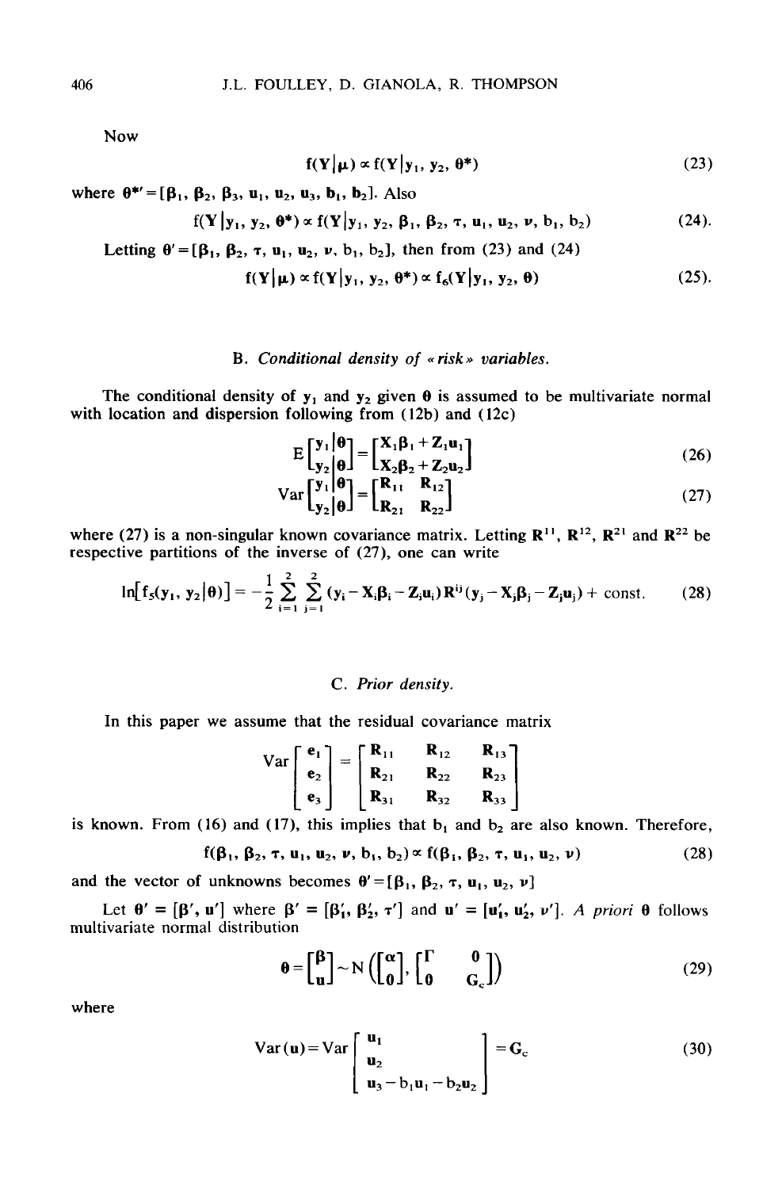Now

$$f(\mathbf{Y}|\boldsymbol{\mu}) \propto f(\mathbf{Y}|\mathbf{y}_1, \mathbf{y}_2, \boldsymbol{\theta}^*) \tag{23}$$

where $\boldsymbol{\theta}^{*\prime} = [\boldsymbol{\beta}_1, \boldsymbol{\beta}_2, \boldsymbol{\beta}_3, \mathbf{u}_1, \mathbf{u}_2, \mathbf{u}_3, \mathbf{b}_1, \mathbf{b}_2]$. Also

$$f(\mathbf{Y}|\mathbf{y}_1, \mathbf{y}_2, \boldsymbol{\theta}^*) \propto f(\mathbf{Y}|\mathbf{y}_1, \mathbf{y}_2, \boldsymbol{\beta}_1, \boldsymbol{\beta}_2, \boldsymbol{\tau}, \mathbf{u}_1, \mathbf{u}_2, \boldsymbol{\nu}, \mathbf{b}_1, \mathbf{b}_2) \tag{24}$$

Letting $\boldsymbol{\theta}' = [\boldsymbol{\beta}_1, \boldsymbol{\beta}_2, \boldsymbol{\tau}, \mathbf{u}_1, \mathbf{u}_2, \boldsymbol{\nu}, \mathbf{b}_1, \mathbf{b}_2]$, then from (23) and (24)

$$f(\mathbf{Y}|\boldsymbol{\mu}) \propto f(\mathbf{Y}|\mathbf{y}_1, \mathbf{y}_2, \boldsymbol{\theta}^*) \propto f_6(\mathbf{Y}|\mathbf{y}_1, \mathbf{y}_2, \boldsymbol{\theta}) \tag{25}$$

### B. *Conditional density of « risk » variables.*

The conditional density of $\mathbf{y}_1$ and $\mathbf{y}_2$ given $\boldsymbol{\theta}$ is assumed to be multivariate normal with location and dispersion following from (12b) and (12c)

$$E\begin{bmatrix}\mathbf{y}_1|\boldsymbol{\theta}\\ \mathbf{y}_2|\boldsymbol{\theta}\end{bmatrix} = \begin{bmatrix}\mathbf{X}_1\boldsymbol{\beta}_1 + \mathbf{Z}_1\mathbf{u}_1\\ \mathbf{X}_2\boldsymbol{\beta}_2 + \mathbf{Z}_2\mathbf{u}_2\end{bmatrix} \tag{26}$$

$$\text{Var}\begin{bmatrix}\mathbf{y}_1|\boldsymbol{\theta}\\ \mathbf{y}_2|\boldsymbol{\theta}\end{bmatrix} = \begin{bmatrix}\mathbf{R}_{11} & \mathbf{R}_{12}\\ \mathbf{R}_{21} & \mathbf{R}_{22}\end{bmatrix} \tag{27}$$

where (27) is a non-singular known covariance matrix. Letting $\mathbf{R}^{11}$, $\mathbf{R}^{12}$, $\mathbf{R}^{21}$ and $\mathbf{R}^{22}$ be respective partitions of the inverse of (27), one can write

$$\ln[f_5(\mathbf{y}_1, \mathbf{y}_2|\boldsymbol{\theta})] = -\frac{1}{2}\sum_{i=1}^{2}\sum_{j=1}^{2}(\mathbf{y}_i - \mathbf{X}_i\boldsymbol{\beta}_i - \mathbf{Z}_i\mathbf{u}_i)\mathbf{R}^{ij}(\mathbf{y}_j - \mathbf{X}_j\boldsymbol{\beta}_j - \mathbf{Z}_j\mathbf{u}_j) + \text{const.} \tag{28}$$

### C. *Prior density.*

In this paper we assume that the residual covariance matrix

$$\text{Var}\begin{bmatrix}\mathbf{e}_1\\ \mathbf{e}_2\\ \mathbf{e}_3\end{bmatrix} = \begin{bmatrix}\mathbf{R}_{11} & \mathbf{R}_{12} & \mathbf{R}_{13}\\ \mathbf{R}_{21} & \mathbf{R}_{22} & \mathbf{R}_{23}\\ \mathbf{R}_{31} & \mathbf{R}_{32} & \mathbf{R}_{33}\end{bmatrix}$$

is known. From (16) and (17), this implies that $\mathbf{b}_1$ and $\mathbf{b}_2$ are also known. Therefore,

$$f(\boldsymbol{\beta}_1, \boldsymbol{\beta}_2, \boldsymbol{\tau}, \mathbf{u}_1, \mathbf{u}_2, \boldsymbol{\nu}, \mathbf{b}_1, \mathbf{b}_2) \propto f(\boldsymbol{\beta}_1, \boldsymbol{\beta}_2, \boldsymbol{\tau}, \mathbf{u}_1, \mathbf{u}_2, \boldsymbol{\nu}) \tag{28}$$

and the vector of unknowns becomes $\boldsymbol{\theta}' = [\boldsymbol{\beta}_1, \boldsymbol{\beta}_2, \boldsymbol{\tau}, \mathbf{u}_1, \mathbf{u}_2, \boldsymbol{\nu}]$

Let $\boldsymbol{\theta}' = [\boldsymbol{\beta}', \mathbf{u}']$ where $\boldsymbol{\beta}' = [\boldsymbol{\beta}_1', \boldsymbol{\beta}_2', \boldsymbol{\tau}']$ and $\mathbf{u}' = [\mathbf{u}_1', \mathbf{u}_2', \boldsymbol{\nu}']$. *A priori* $\boldsymbol{\theta}$ follows multivariate normal distribution

$$\boldsymbol{\theta} = \begin{bmatrix}\boldsymbol{\beta}\\ \mathbf{u}\end{bmatrix} \sim N\left(\begin{bmatrix}\boldsymbol{\alpha}\\ \mathbf{0}\end{bmatrix}, \begin{bmatrix}\boldsymbol{\Gamma} & \mathbf{0}\\ \mathbf{0} & \mathbf{G}_c\end{bmatrix}\right) \tag{29}$$

where

$$\text{Var}(\mathbf{u}) = \text{Var}\begin{bmatrix}\mathbf{u}_1\\ \mathbf{u}_2\\ \mathbf{u}_3 - \mathbf{b}_1\mathbf{u}_1 - \mathbf{b}_2\mathbf{u}_2\end{bmatrix} = \mathbf{G}_c \tag{30}$$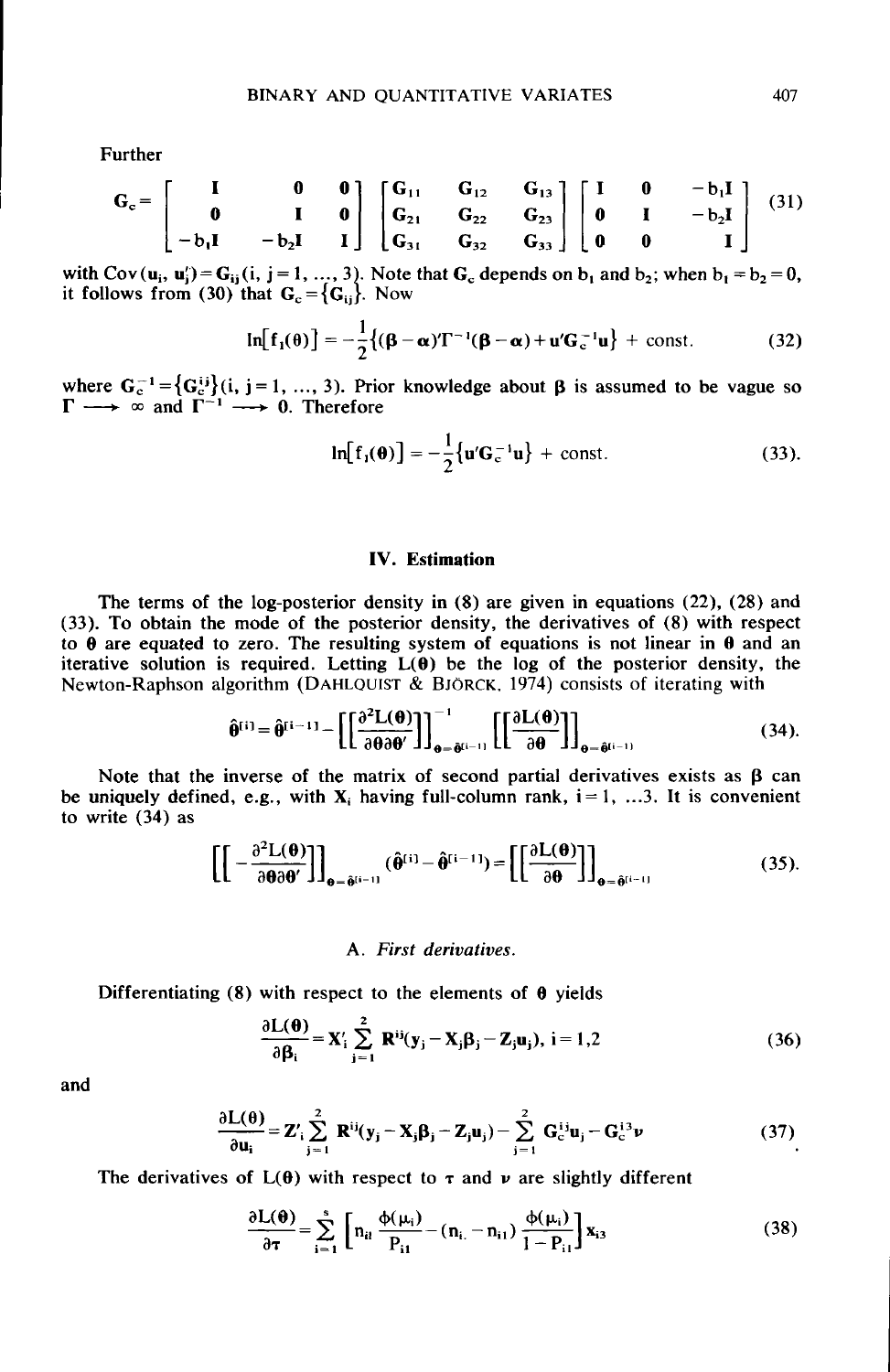Further

$$\mathbf{G}_c = \begin{bmatrix} \mathbf{I} & \mathbf{0} & \mathbf{0} \\ \mathbf{0} & \mathbf{I} & \mathbf{0} \\ -\mathrm{b}_1\mathbf{I} & -\mathrm{b}_2\mathbf{I} & \mathbf{I} \end{bmatrix} \begin{bmatrix} \mathbf{G}_{11} & \mathbf{G}_{12} & \mathbf{G}_{13} \\ \mathbf{G}_{21} & \mathbf{G}_{22} & \mathbf{G}_{23} \\ \mathbf{G}_{31} & \mathbf{G}_{32} & \mathbf{G}_{33} \end{bmatrix} \begin{bmatrix} \mathbf{I} & \mathbf{0} & -\mathrm{b}_1\mathbf{I} \\ \mathbf{0} & \mathbf{I} & -\mathrm{b}_2\mathbf{I} \\ \mathbf{0} & \mathbf{0} & \mathbf{I} \end{bmatrix} \tag{31}$$

with $\mathrm{Cov}(\mathbf{u}_i, \mathbf{u}_j') = \mathbf{G}_{ij}(i, j = 1, \ldots, 3)$. Note that $\mathbf{G}_c$ depends on $\mathrm{b}_1$ and $\mathrm{b}_2$; when $\mathrm{b}_1 = \mathrm{b}_2 = 0$, it follows from (30) that $\mathbf{G}_c = \{\mathbf{G}_{ij}\}$. Now

$$\ln[\mathrm{f}_1(\boldsymbol{\theta})] = -\frac{1}{2}\{(\boldsymbol{\beta} - \boldsymbol{\alpha})'\boldsymbol{\Gamma}^{-1}(\boldsymbol{\beta} - \boldsymbol{\alpha}) + \mathbf{u}'\mathbf{G}_c^{-1}\mathbf{u}\} + \text{const.} \tag{32}$$

where $\mathbf{G}_c^{-1} = \{\mathbf{G}_c^{ij}\}(i, j = 1, \ldots, 3)$. Prior knowledge about $\boldsymbol{\beta}$ is assumed to be vague so $\boldsymbol{\Gamma} \longrightarrow \infty$ and $\boldsymbol{\Gamma}^{-1} \longrightarrow 0$. Therefore

$$\ln[\mathrm{f}_1(\boldsymbol{\theta})] = -\frac{1}{2}\{\mathbf{u}'\mathbf{G}_c^{-1}\mathbf{u}\} + \text{const.} \tag{33}$$

## IV. Estimation

The terms of the log-posterior density in (8) are given in equations (22), (28) and (33). To obtain the mode of the posterior density, the derivatives of (8) with respect to $\boldsymbol{\theta}$ are equated to zero. The resulting system of equations is not linear in $\boldsymbol{\theta}$ and an iterative solution is required. Letting $\mathrm{L}(\boldsymbol{\theta})$ be the log of the posterior density, the Newton-Raphson algorithm (DAHLQUIST & BJÖRCK, 1974) consists of iterating with

$$\hat{\boldsymbol{\theta}}^{[i]} = \hat{\boldsymbol{\theta}}^{[i-1]} - \left[\left[\frac{\partial^2 \mathrm{L}(\boldsymbol{\theta})}{\partial\boldsymbol{\theta}\partial\boldsymbol{\theta}'}\right]\right]^{-1}_{\boldsymbol{\theta}=\hat{\boldsymbol{\theta}}^{[i-1]}} \left[\left[\frac{\partial \mathrm{L}(\boldsymbol{\theta})}{\partial\boldsymbol{\theta}}\right]\right]_{\boldsymbol{\theta}=\hat{\boldsymbol{\theta}}^{[i-1]}} \tag{34}$$

Note that the inverse of the matrix of second partial derivatives exists as $\boldsymbol{\beta}$ can be uniquely defined, e.g., with $\mathbf{X}_i$ having full-column rank, $i = 1, \ldots 3$. It is convenient to write (34) as

$$\left[\left[-\frac{\partial^2 \mathrm{L}(\boldsymbol{\theta})}{\partial\boldsymbol{\theta}\partial\boldsymbol{\theta}'}\right]\right]_{\boldsymbol{\theta}=\hat{\boldsymbol{\theta}}^{[i-1]}} (\hat{\boldsymbol{\theta}}^{[i]} - \hat{\boldsymbol{\theta}}^{[i-1]}) = \left[\left[\frac{\partial \mathrm{L}(\boldsymbol{\theta})}{\partial\boldsymbol{\theta}}\right]\right]_{\boldsymbol{\theta}=\hat{\boldsymbol{\theta}}^{[i-1]}} \tag{35}$$

### A. *First derivatives.*

Differentiating (8) with respect to the elements of $\boldsymbol{\theta}$ yields

$$\frac{\partial \mathrm{L}(\boldsymbol{\theta})}{\partial \boldsymbol{\beta}_i} = \mathbf{X}_i' \sum_{j=1}^{2} \mathbf{R}^{ij}(\mathbf{y}_j - \mathbf{X}_j\boldsymbol{\beta}_j - \mathbf{Z}_j\mathbf{u}_j),\ i = 1, 2 \tag{36}$$

and

$$\frac{\partial \mathrm{L}(\boldsymbol{\theta})}{\partial \mathbf{u}_i} = \mathbf{Z}_i' \sum_{j=1}^{2} \mathbf{R}^{ij}(\mathbf{y}_j - \mathbf{X}_j\boldsymbol{\beta}_j - \mathbf{Z}_j\mathbf{u}_j) - \sum_{j=1}^{2} \mathbf{G}_c^{ij}\mathbf{u}_j - \mathbf{G}_c^{i3}\boldsymbol{\nu} \tag{37}$$

The derivatives of $\mathrm{L}(\boldsymbol{\theta})$ with respect to $\boldsymbol{\tau}$ and $\boldsymbol{\nu}$ are slightly different

$$\frac{\partial \mathrm{L}(\boldsymbol{\theta})}{\partial \boldsymbol{\tau}} = \sum_{i=1}^{s} \left[\mathrm{n}_{i1} \frac{\phi(\mu_i)}{\mathrm{P}_{i1}} - (\mathrm{n}_{i.} - \mathrm{n}_{i1}) \frac{\phi(\mu_i)}{1 - \mathrm{P}_{i1}}\right] \mathbf{x}_{i3} \tag{38}$$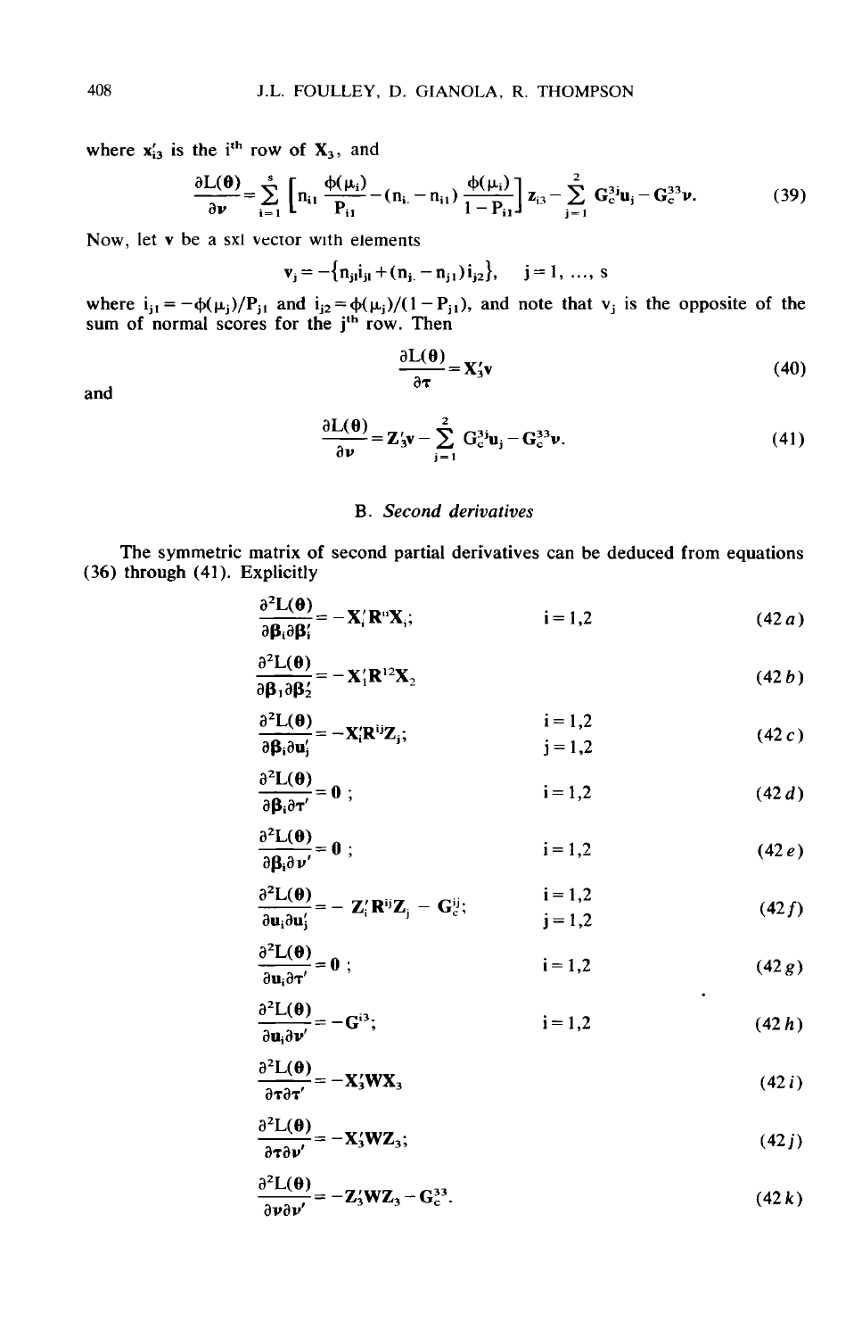where $\mathbf{x}'_{i3}$ is the $i^{th}$ row of $\mathbf{X}_3$, and

$$\frac{\partial L(\boldsymbol{\theta})}{\partial \boldsymbol{\nu}} = \sum_{i=1}^{s} \left[ n_{i1} \frac{\phi(\mu_i)}{P_{i1}} - (n_{i.} - n_{i1}) \frac{\phi(\mu_i)}{1 - P_{i1}} \right] \mathbf{z}_{i3} - \sum_{j=1}^{2} \mathbf{G}_c^{3j} \mathbf{u}_j - \mathbf{G}_c^{33} \boldsymbol{\nu}. \tag{39}$$

Now, let $\mathbf{v}$ be a sx1 vector with elements

$$v_j = -\{n_{j1} i_{j1} + (n_{j.} - n_{j1}) i_{j2}\}, \quad j = 1, \ldots, s$$

where $i_{j1} = -\phi(\mu_j)/P_{j1}$ and $i_{j2} = \phi(\mu_j)/(1 - P_{j1})$, and note that $v_j$ is the opposite of the sum of normal scores for the $j^{th}$ row. Then

$$\frac{\partial L(\boldsymbol{\theta})}{\partial \boldsymbol{\tau}} = \mathbf{X}'_3 \mathbf{v} \tag{40}$$

and

$$\frac{\partial L(\boldsymbol{\theta})}{\partial \boldsymbol{\nu}} = \mathbf{Z}'_3 \mathbf{v} - \sum_{j=1}^{2} \mathbf{G}_c^{3j} \mathbf{u}_j - \mathbf{G}_c^{33} \boldsymbol{\nu}. \tag{41}$$

### B. *Second derivatives*

The symmetric matrix of second partial derivatives can be deduced from equations (36) through (41). Explicitly

$$\frac{\partial^2 L(\boldsymbol{\theta})}{\partial \boldsymbol{\beta}_i \partial \boldsymbol{\beta}'_i} = -\mathbf{X}'_i \mathbf{R}^{ii} \mathbf{X}_i; \qquad i = 1,2 \tag{42a}$$

$$\frac{\partial^2 L(\boldsymbol{\theta})}{\partial \boldsymbol{\beta}_1 \partial \boldsymbol{\beta}'_2} = -\mathbf{X}'_1 \mathbf{R}^{12} \mathbf{X}_2 \tag{42b}$$

$$\frac{\partial^2 L(\boldsymbol{\theta})}{\partial \boldsymbol{\beta}_i \partial \mathbf{u}'_j} = -\mathbf{X}'_i \mathbf{R}^{ij} \mathbf{Z}_j; \qquad i = 1,2; \ j = 1,2 \tag{42c}$$

$$\frac{\partial^2 L(\boldsymbol{\theta})}{\partial \boldsymbol{\beta}_i \partial \boldsymbol{\tau}'} = \mathbf{0}; \qquad i = 1,2 \tag{42d}$$

$$\frac{\partial^2 L(\boldsymbol{\theta})}{\partial \boldsymbol{\beta}_i \partial \boldsymbol{\nu}'} = \mathbf{0}; \qquad i = 1,2 \tag{42e}$$

$$\frac{\partial^2 L(\boldsymbol{\theta})}{\partial \mathbf{u}_i \partial \mathbf{u}'_j} = -\mathbf{Z}'_i \mathbf{R}^{ij} \mathbf{Z}_j - \mathbf{G}_c^{ij}; \qquad i = 1,2; \ j = 1,2 \tag{42f}$$

$$\frac{\partial^2 L(\boldsymbol{\theta})}{\partial \mathbf{u}_i \partial \boldsymbol{\tau}'} = \mathbf{0}; \qquad i = 1,2 \tag{42g}$$

$$\frac{\partial^2 L(\boldsymbol{\theta})}{\partial \mathbf{u}_i \partial \boldsymbol{\nu}'} = -\mathbf{G}^{i3}; \qquad i = 1,2 \tag{42h}$$

$$\frac{\partial^2 L(\boldsymbol{\theta})}{\partial \boldsymbol{\tau} \partial \boldsymbol{\tau}'} = -\mathbf{X}'_3 \mathbf{W} \mathbf{X}_3 \tag{42i}$$

$$\frac{\partial^2 L(\boldsymbol{\theta})}{\partial \boldsymbol{\tau} \partial \boldsymbol{\nu}'} = -\mathbf{X}'_3 \mathbf{W} \mathbf{Z}_3; \tag{42j}$$

$$\frac{\partial^2 L(\boldsymbol{\theta})}{\partial \boldsymbol{\nu} \partial \boldsymbol{\nu}'} = -\mathbf{Z}'_3 \mathbf{W} \mathbf{Z}_3 - \mathbf{G}_c^{33}. \tag{42k}$$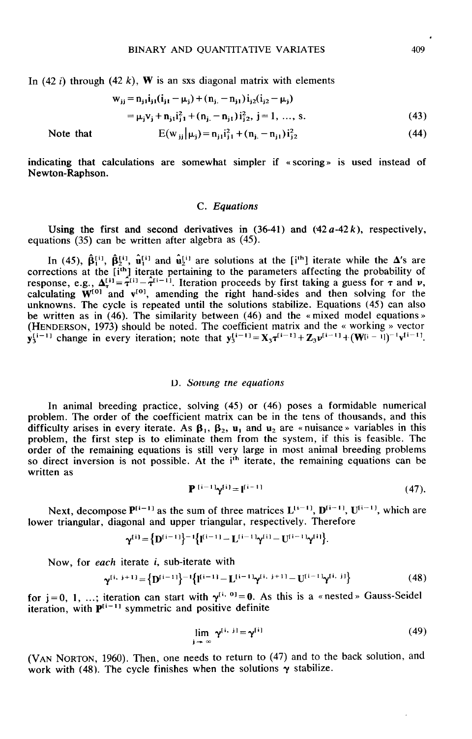In (42 *i*) through (42 *k*), $\mathbf{W}$ is an sxs diagonal matrix with elements

$$w_{jj} = n_{j1} i_{j1}(i_{j1} - \mu_j) + (n_{j.} - n_{j1}) i_{j2}(i_{j2} - \mu_j)$$

$$= \mu_j v_j + n_{j1} i_{j1}^2 + (n_{j.} - n_{j1}) i_{j2}^2, \; j = 1, \ldots, s. \tag{43}$$

Note that

$$E(w_{jj} \mid \mu_j) = n_{j1} i_{j1}^2 + (n_{j.} - n_{j1}) i_{j2}^2 \tag{44}$$

indicating that calculations are somewhat simpler if « scoring » is used instead of Newton-Raphson.

### C. *Equations*

Using the first and second derivatives in (36-41) and (42 *a*-42 *k*), respectively, equations (35) can be written after algebra as (45).

In (45), $\hat{\boldsymbol{\beta}}_1^{[i]}$, $\hat{\boldsymbol{\beta}}_2^{[i]}$, $\hat{\mathbf{u}}_1^{[i]}$ and $\hat{\mathbf{u}}_2^{[i]}$ are solutions at the [$i^{th}$] iterate while the $\Delta$'s are corrections at the [$i^{th}$] iterate pertaining to the parameters affecting the probability of response, e.g., $\Delta_{\tau}^{[i]} = \hat{\tau}^{[i]} - \hat{\tau}^{[i-1]}$. Iteration proceeds by first taking a guess for $\boldsymbol{\tau}$ and $\boldsymbol{\nu}$, calculating $\mathbf{W}^{[0]}$ and $\mathbf{v}^{[0]}$, amending the right hand-sides and then solving for the unknowns. The cycle is repeated until the solutions stabilize. Equations (45) can also be written as in (46). The similarity between (46) and the « mixed model equations » (HENDERSON, 1973) should be noted. The coefficient matrix and the « working » vector $\mathbf{y}_3^{[i-1]}$ change in every iteration; note that $\mathbf{y}_3^{[i-1]} = \mathbf{X}_3 \boldsymbol{\tau}^{[i-1]} + \mathbf{Z}_3 \boldsymbol{\nu}^{[i-1]} + (\mathbf{W}^{[i-1]})^{-1} \mathbf{v}^{[i-1]}$.

### D. *Solving the equations*

In animal breeding practice, solving (45) or (46) poses a formidable numerical problem. The order of the coefficient matrix can be in the tens of thousands, and this difficulty arises in every iterate. As $\boldsymbol{\beta}_1$, $\boldsymbol{\beta}_2$, $\mathbf{u}_1$ and $\mathbf{u}_2$ are « nuisance » variables in this problem, the first step is to eliminate them from the system, if this is feasible. The order of the remaining equations is still very large in most animal breeding problems so direct inversion is not possible. At the $i^{th}$ iterate, the remaining equations can be written as

$$\mathbf{P}^{[i-1]} \boldsymbol{\gamma}^{[i]} = \mathbf{r}^{[i-1]} \tag{47}$$

Next, decompose $\mathbf{P}^{[i-1]}$ as the sum of three matrices $\mathbf{L}^{[i-1]}$, $\mathbf{D}^{[i-1]}$, $\mathbf{U}^{[i-1]}$, which are lower triangular, diagonal and upper triangular, respectively. Therefore

$$\boldsymbol{\gamma}^{[i]} = \{\mathbf{D}^{[i-1]}\}^{-1} \{\mathbf{r}^{[i-1]} - \mathbf{L}^{[i-1]} \boldsymbol{\gamma}^{[i]} - \mathbf{U}^{[i-1]} \boldsymbol{\gamma}^{[i]}\}.$$

Now, for *each* iterate *i*, sub-iterate with

$$\boldsymbol{\gamma}^{[i,\, j+1]} = \{\mathbf{D}^{[i-1]}\}^{-1} \{\mathbf{r}^{[i-1]} - \mathbf{L}^{[i-1]} \boldsymbol{\gamma}^{[i,\, j+1]} - \mathbf{U}^{[i-1]} \boldsymbol{\gamma}^{[i,\, j]}\} \tag{48}$$

for $j = 0, 1, \ldots$; iteration can start with $\boldsymbol{\gamma}^{[i,\, 0]} = \mathbf{0}$. As this is a « nested » Gauss-Seidel iteration, with $\mathbf{P}^{[i-1]}$ symmetric and positive definite

$$\lim_{j \to \infty} \boldsymbol{\gamma}^{[i,\, j]} = \boldsymbol{\gamma}^{[i]} \tag{49}$$

(VAN NORTON, 1960). Then, one needs to return to (47) and to the back solution, and work with (48). The cycle finishes when the solutions $\boldsymbol{\gamma}$ stabilize.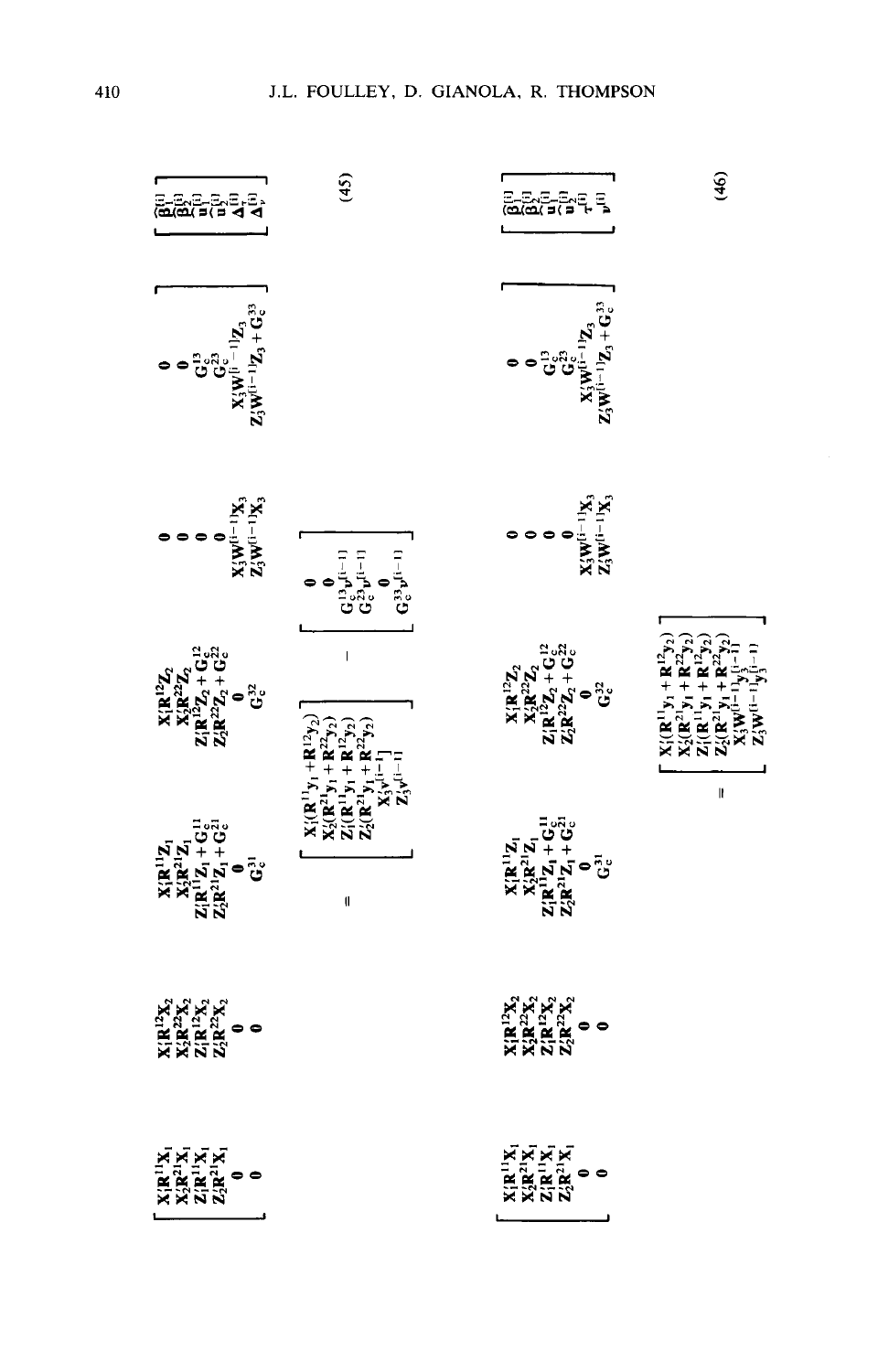$$
\begin{bmatrix}
\mathbf{X}_1'\mathbf{R}^{11}\mathbf{X}_1 & \mathbf{X}_1'\mathbf{R}^{12}\mathbf{X}_2 & \mathbf{X}_1'\mathbf{R}^{11}\mathbf{Z}_1 & \mathbf{X}_1'\mathbf{R}^{12}\mathbf{Z}_2 & \mathbf{0} & \mathbf{0} \\
\mathbf{X}_2'\mathbf{R}^{21}\mathbf{X}_1 & \mathbf{X}_2'\mathbf{R}^{22}\mathbf{X}_2 & \mathbf{X}_2'\mathbf{R}^{21}\mathbf{Z}_1 & \mathbf{X}_2'\mathbf{R}^{22}\mathbf{Z}_2 & \mathbf{0} & \mathbf{0} \\
\mathbf{Z}_1'\mathbf{R}^{11}\mathbf{X}_1 & \mathbf{Z}_1'\mathbf{R}^{12}\mathbf{X}_2 & \mathbf{Z}_1'\mathbf{R}^{11}\mathbf{Z}_1 + \mathbf{G}_c^{11} & \mathbf{Z}_1'\mathbf{R}^{12}\mathbf{Z}_2 + \mathbf{G}_c^{12} & \mathbf{0} & \mathbf{G}_c^{13} \\
\mathbf{Z}_2'\mathbf{R}^{21}\mathbf{X}_1 & \mathbf{Z}_2'\mathbf{R}^{22}\mathbf{X}_2 & \mathbf{Z}_2'\mathbf{R}^{21}\mathbf{Z}_1 + \mathbf{G}_c^{21} & \mathbf{Z}_2'\mathbf{R}^{22}\mathbf{Z}_2 + \mathbf{G}_c^{22} & \mathbf{0} & \mathbf{G}_c^{23} \\
\mathbf{0} & \mathbf{0} & \mathbf{0} & \mathbf{0} & \mathbf{X}_3'\mathbf{W}^{[i-1]}\mathbf{X}_3 & \mathbf{X}_3'\mathbf{W}^{[i-1]}\mathbf{Z}_3 \\
\mathbf{0} & \mathbf{0} & \mathbf{G}_c^{31} & \mathbf{G}_c^{32} & \mathbf{Z}_3'\mathbf{W}^{[i-1]}\mathbf{X}_3 & \mathbf{Z}_3'\mathbf{W}^{[i-1]}\mathbf{Z}_3 + \mathbf{G}_c^{33}
\end{bmatrix}
\begin{bmatrix}
\hat{\boldsymbol{\beta}}_1^{[i]} \\
\hat{\boldsymbol{\beta}}_2^{[i]} \\
\hat{\mathbf{u}}_1^{[i]} \\
\hat{\mathbf{u}}_2^{[i]} \\
\boldsymbol{\Delta}_\tau^{[i]} \\
\boldsymbol{\Delta}_\nu
\end{bmatrix}
=
\begin{bmatrix}
\mathbf{X}_1'(\mathbf{R}^{11}\mathbf{y}_1 + \mathbf{R}^{12}\mathbf{y}_2) \\
\mathbf{X}_2'(\mathbf{R}^{21}\mathbf{y}_1 + \mathbf{R}^{22}\mathbf{y}_2) \\
\mathbf{Z}_1'(\mathbf{R}^{11}\mathbf{y}_1 + \mathbf{R}^{12}\mathbf{y}_2) \\
\mathbf{Z}_2'(\mathbf{R}^{21}\mathbf{y}_1 + \mathbf{R}^{22}\mathbf{y}_2) \\
\mathbf{X}_3'\mathbf{v}^{[i-1]} \\
\mathbf{Z}_3'\mathbf{v}^{[i-1]}
\end{bmatrix}
-
\begin{bmatrix}
\mathbf{0} \\
\mathbf{0} \\
\mathbf{G}_c^{13}\boldsymbol{\nu}^{[i-1]} \\
\mathbf{G}_c^{23}\boldsymbol{\nu}^{[i-1]} \\
\mathbf{0} \\
\mathbf{G}_c^{33}\boldsymbol{\nu}^{[i-1]}
\end{bmatrix}
\tag{45}
$$

$$
\begin{bmatrix}
\mathbf{X}_1'\mathbf{R}^{11}\mathbf{X}_1 & \mathbf{X}_1'\mathbf{R}^{12}\mathbf{X}_2 & \mathbf{X}_1'\mathbf{R}^{11}\mathbf{Z}_1 & \mathbf{X}_1'\mathbf{R}^{12}\mathbf{Z}_2 & \mathbf{0} & \mathbf{0} \\
\mathbf{X}_2'\mathbf{R}^{21}\mathbf{X}_1 & \mathbf{X}_2'\mathbf{R}^{22}\mathbf{X}_2 & \mathbf{X}_2'\mathbf{R}^{21}\mathbf{Z}_1 & \mathbf{X}_2'\mathbf{R}^{22}\mathbf{Z}_2 & \mathbf{0} & \mathbf{0} \\
\mathbf{Z}_1'\mathbf{R}^{11}\mathbf{X}_1 & \mathbf{Z}_1'\mathbf{R}^{12}\mathbf{X}_2 & \mathbf{Z}_1'\mathbf{R}^{11}\mathbf{Z}_1 + \mathbf{G}_c^{11} & \mathbf{Z}_1'\mathbf{R}^{12}\mathbf{Z}_2 + \mathbf{G}_c^{12} & \mathbf{0} & \mathbf{G}_c^{13} \\
\mathbf{Z}_2'\mathbf{R}^{21}\mathbf{X}_1 & \mathbf{Z}_2'\mathbf{R}^{22}\mathbf{X}_2 & \mathbf{Z}_2'\mathbf{R}^{21}\mathbf{Z}_1 + \mathbf{G}_c^{21} & \mathbf{Z}_2'\mathbf{R}^{22}\mathbf{Z}_2 + \mathbf{G}_c^{22} & \mathbf{0} & \mathbf{G}_c^{23} \\
\mathbf{0} & \mathbf{0} & \mathbf{0} & \mathbf{0} & \mathbf{X}_3'\mathbf{W}^{[i-1]}\mathbf{X}_3 & \mathbf{X}_3'\mathbf{W}^{[i-1]}\mathbf{Z}_3 \\
\mathbf{0} & \mathbf{0} & \mathbf{G}_c^{31} & \mathbf{G}_c^{32} & \mathbf{Z}_3'\mathbf{W}^{[i-1]}\mathbf{X}_3 & \mathbf{Z}_3'\mathbf{W}^{[i-1]}\mathbf{Z}_3 + \mathbf{G}_c^{33}
\end{bmatrix}
\begin{bmatrix}
\hat{\boldsymbol{\beta}}_1^{[i]} \\
\hat{\boldsymbol{\beta}}_2^{[i]} \\
\hat{\mathbf{u}}_1^{[i]} \\
\hat{\mathbf{u}}_2^{[i]} \\
\boldsymbol{\tau}^{[i]} \\
\boldsymbol{\nu}^{[i]}
\end{bmatrix}
=
\begin{bmatrix}
\mathbf{X}_1'(\mathbf{R}^{11}\mathbf{y}_1 + \mathbf{R}^{12}\mathbf{y}_2) \\
\mathbf{X}_2'(\mathbf{R}^{21}\mathbf{y}_1 + \mathbf{R}^{22}\mathbf{y}_2) \\
\mathbf{Z}_1'(\mathbf{R}^{11}\mathbf{y}_1 + \mathbf{R}^{12}\mathbf{y}_2) \\
\mathbf{Z}_2'(\mathbf{R}^{21}\mathbf{y}_1 + \mathbf{R}^{22}\mathbf{y}_2) \\
\mathbf{X}_3'\mathbf{W}^{[i-1]}\mathbf{y}_3^{[i-1]} \\
\mathbf{Z}_3'\mathbf{W}^{[i-1]}\mathbf{y}_3^{[i-1]}
\end{bmatrix}
\tag{46}
$$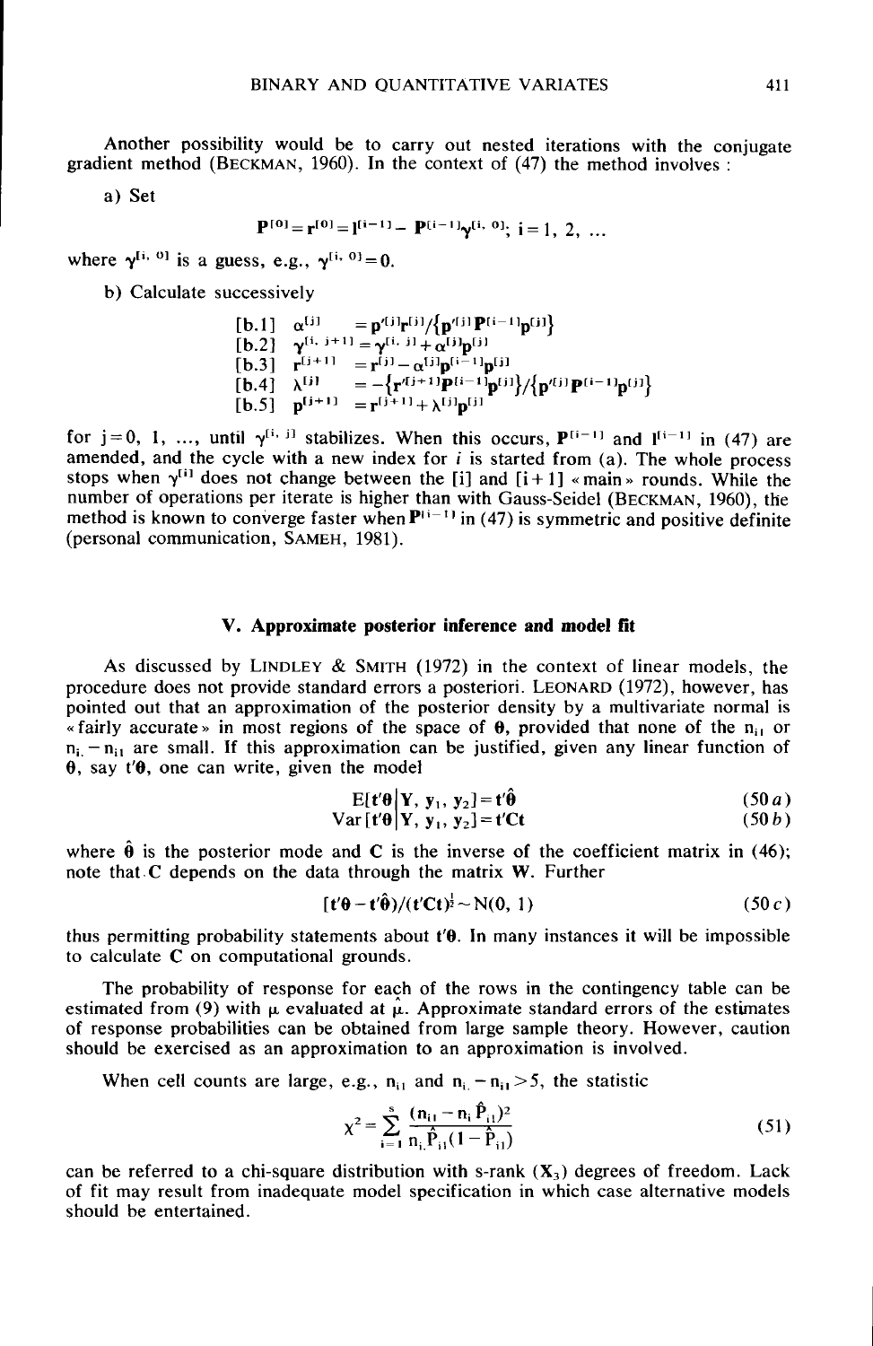Another possibility would be to carry out nested iterations with the conjugate gradient method (BECKMAN, 1960). In the context of (47) the method involves :

a) Set

$$\mathbf{p}^{[0]} = \mathbf{r}^{[0]} = \mathbf{l}^{[i-1]} - \mathbf{P}^{[i-1]}\boldsymbol{\gamma}^{[i,\,0]};\ i = 1,\ 2,\ \ldots$$

where $\boldsymbol{\gamma}^{[i,\,0]}$ is a guess, e.g., $\boldsymbol{\gamma}^{[i,\,0]} = \mathbf{0}$.

b) Calculate successively

$$
\begin{aligned}
&[\text{b.1}] \quad \alpha^{[j]} &&= \mathbf{p}'^{[j]}\mathbf{r}^{[j]}/\{\mathbf{p}'^{[j]}\mathbf{P}^{[i-1]}\mathbf{p}^{[j]}\} \\
&[\text{b.2}] \quad \boldsymbol{\gamma}^{[i,\,j+1]} &&= \boldsymbol{\gamma}^{[i,\,j]} + \alpha^{[j]}\mathbf{p}^{[j]} \\
&[\text{b.3}] \quad \mathbf{r}^{[j+1]} &&= \mathbf{r}^{[j]} - \alpha^{[j]}\mathbf{p}^{[i-1]}\mathbf{p}^{[j]} \\
&[\text{b.4}] \quad \lambda^{[j]} &&= -\{\mathbf{r}'^{[j+1]}\mathbf{P}^{[i-1]}\mathbf{p}^{[j]}\}/\{\mathbf{p}'^{[j]}\mathbf{P}^{[i-1]}\mathbf{p}^{[j]}\} \\
&[\text{b.5}] \quad \mathbf{p}^{[j+1]} &&= \mathbf{r}^{[j+1]} + \lambda^{[j]}\mathbf{p}^{[j]}
\end{aligned}
$$

for $j = 0,\ 1,\ \ldots,$ until $\boldsymbol{\gamma}^{[i,\,j]}$ stabilizes. When this occurs, $\mathbf{P}^{[i-1]}$ and $\mathbf{l}^{[i-1]}$ in (47) are amended, and the cycle with a new index for $i$ is started from (a). The whole process stops when $\boldsymbol{\gamma}^{[i]}$ does not change between the [i] and [i+1] « main » rounds. While the number of operations per iterate is higher than with Gauss-Seidel (BECKMAN, 1960), the method is known to converge faster when $\mathbf{P}^{[i-1]}$ in (47) is symmetric and positive definite (personal communication, SAMEH, 1981).

## V. Approximate posterior inference and model fit

As discussed by LINDLEY & SMITH (1972) in the context of linear models, the procedure does not provide standard errors a posteriori. LEONARD (1972), however, has pointed out that an approximation of the posterior density by a multivariate normal is « fairly accurate » in most regions of the space of $\boldsymbol{\theta}$, provided that none of the $n_{i1}$ or $n_{i.} - n_{i1}$ are small. If this approximation can be justified, given any linear function of $\boldsymbol{\theta}$, say $\mathbf{t}'\boldsymbol{\theta}$, one can write, given the model

$$E[\mathbf{t}'\boldsymbol{\theta} \mid \mathbf{Y},\ \mathbf{y}_1,\ \mathbf{y}_2] = \mathbf{t}'\hat{\boldsymbol{\theta}} \tag{50 a}$$

$$\text{Var}[\mathbf{t}'\boldsymbol{\theta} \mid \mathbf{Y},\ \mathbf{y}_1,\ \mathbf{y}_2] = \mathbf{t}'\mathbf{C}\mathbf{t} \tag{50 b}$$

where $\hat{\boldsymbol{\theta}}$ is the posterior mode and $\mathbf{C}$ is the inverse of the coefficient matrix in (46); note that $\mathbf{C}$ depends on the data through the matrix $\mathbf{W}$. Further

$$[\mathbf{t}'\boldsymbol{\theta} - \mathbf{t}'\hat{\boldsymbol{\theta}}]/(\mathbf{t}'\mathbf{C}\mathbf{t})^{\frac{1}{2}} \sim N(0,\ 1) \tag{50 c}$$

thus permitting probability statements about $\mathbf{t}'\boldsymbol{\theta}$. In many instances it will be impossible to calculate $\mathbf{C}$ on computational grounds.

The probability of response for each of the rows in the contingency table can be estimated from (9) with $\mu$ evaluated at $\hat{\mu}$. Approximate standard errors of the estimates of response probabilities can be obtained from large sample theory. However, caution should be exercised as an approximation to an approximation is involved.

When cell counts are large, e.g., $n_{i1}$ and $n_{i.} - n_{i1} > 5$, the statistic

$$\chi^2 = \sum_{i=1}^{s} \frac{(n_{i1} - n_{i.}\hat{P}_{i1})^2}{n_{i.}\hat{P}_{i1}(1 - \hat{P}_{i1})} \tag{51}$$

can be referred to a chi-square distribution with s-rank $(\mathbf{X}_3)$ degrees of freedom. Lack of fit may result from inadequate model specification in which case alternative models should be entertained.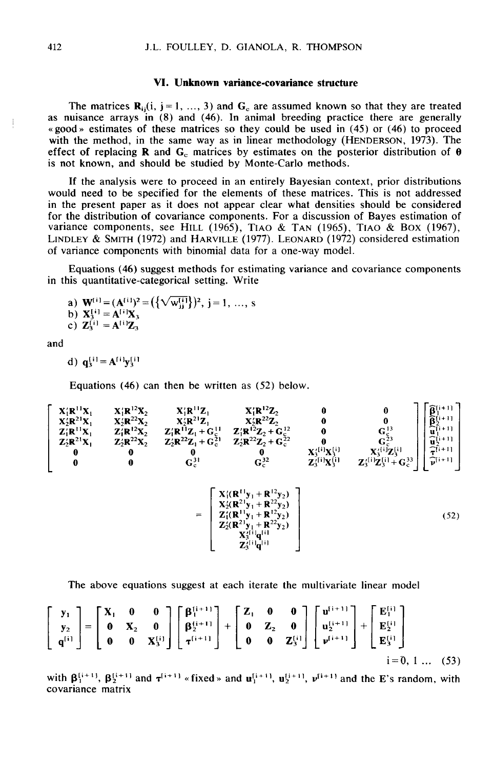## VI. Unknown variance-covariance structure

The matrices $\mathbf{R}_{ij}(i, j = 1, \ldots, 3)$ and $\mathbf{G}_c$ are assumed known so that they are treated as nuisance arrays in (8) and (46). In animal breeding practice there are generally « good » estimates of these matrices so they could be used in (45) or (46) to proceed with the method, in the same way as in linear methodology (HENDERSON, 1973). The effect of replacing $\mathbf{R}$ and $\mathbf{G}_c$ matrices by estimates on the posterior distribution of $\boldsymbol{\theta}$ is not known, and should be studied by Monte-Carlo methods.

If the analysis were to proceed in an entirely Bayesian context, prior distributions would need to be specified for the elements of these matrices. This is not addressed in the present paper as it does not appear clear what densities should be considered for the distribution of covariance components. For a discussion of Bayes estimation of variance components, see HILL (1965), TIAO & TAN (1965), TIAO & BOX (1967), LINDLEY & SMITH (1972) and HARVILLE (1977). LEONARD (1972) considered estimation of variance components with binomial data for a one-way model.

Equations (46) suggest methods for estimating variance and covariance components in this quantitative-categorical setting. Write

a) $\mathbf{W}^{[i]} = (\mathbf{A}^{[i]})^2 = (\{\sqrt{w_{jj}^{[i]}}\})^2,\ j = 1, \ldots, s$

b) $\mathbf{X}_3^{[i]} = \mathbf{A}^{[i]}\mathbf{X}_3$

c) $\mathbf{Z}_3^{[i]} = \mathbf{A}^{[i]}\mathbf{Z}_3$

and

d) $\mathbf{q}_3^{[i]} = \mathbf{A}^{[i]}\mathbf{y}_3^{[i]}$

Equations (46) can then be written as (52) below.

$$
\begin{bmatrix}
\mathbf{X}_1'\mathbf{R}^{11}\mathbf{X}_1 & \mathbf{X}_1'\mathbf{R}^{12}\mathbf{X}_2 & \mathbf{X}_1'\mathbf{R}^{11}\mathbf{Z}_1 & \mathbf{X}_1'\mathbf{R}^{12}\mathbf{Z}_2 & \mathbf{0} & \mathbf{0} \\
\mathbf{X}_2'\mathbf{R}^{21}\mathbf{X}_1 & \mathbf{X}_2'\mathbf{R}^{22}\mathbf{X}_2 & \mathbf{X}_2'\mathbf{R}^{21}\mathbf{Z}_1 & \mathbf{X}_2'\mathbf{R}^{22}\mathbf{Z}_2 & \mathbf{0} & \mathbf{0} \\
\mathbf{Z}_1'\mathbf{R}^{11}\mathbf{X}_1 & \mathbf{Z}_1'\mathbf{R}^{12}\mathbf{X}_2 & \mathbf{Z}_1'\mathbf{R}^{11}\mathbf{Z}_1 + \mathbf{G}_c^{11} & \mathbf{Z}_1'\mathbf{R}^{12}\mathbf{Z}_2 + \mathbf{G}_c^{12} & \mathbf{0} & \mathbf{G}_c^{13} \\
\mathbf{Z}_2'\mathbf{R}^{21}\mathbf{X}_1 & \mathbf{Z}_2'\mathbf{R}^{22}\mathbf{X}_2 & \mathbf{Z}_2'\mathbf{R}^{22}\mathbf{Z}_1 + \mathbf{G}_c^{21} & \mathbf{Z}_2'\mathbf{R}^{22}\mathbf{Z}_2 + \mathbf{G}_c^{22} & \mathbf{0} & \mathbf{G}_c^{23} \\
\mathbf{0} & \mathbf{0} & \mathbf{0} & \mathbf{0} & \mathbf{X}_3'^{[i]}\mathbf{X}_3^{[i]} & \mathbf{X}_3'^{[i]}\mathbf{Z}_3^{[i]} \\
\mathbf{0} & \mathbf{0} & \mathbf{G}_c^{31} & \mathbf{G}_c^{32} & \mathbf{Z}_3'^{[i]}\mathbf{X}_3^{[i]} & \mathbf{Z}_3'^{[i]}\mathbf{Z}_3^{[i]} + \mathbf{G}_c^{33}
\end{bmatrix}
\begin{bmatrix}
\hat{\boldsymbol{\beta}}_1^{[i+1]} \\
\hat{\boldsymbol{\beta}}_2^{[i+1]} \\
\hat{\mathbf{u}}_1^{[i+1]} \\
\hat{\mathbf{u}}_2^{[i+1]} \\
\hat{\boldsymbol{\tau}}^{[i+1]} \\
\hat{\boldsymbol{\nu}}^{[i+1]}
\end{bmatrix}
=
\begin{bmatrix}
\mathbf{X}_1'(\mathbf{R}^{11}\mathbf{y}_1 + \mathbf{R}^{12}\mathbf{y}_2) \\
\mathbf{X}_2'(\mathbf{R}^{21}\mathbf{y}_1 + \mathbf{R}^{22}\mathbf{y}_2) \\
\mathbf{Z}_1'(\mathbf{R}^{11}\mathbf{y}_1 + \mathbf{R}^{12}\mathbf{y}_2) \\
\mathbf{Z}_2'(\mathbf{R}^{21}\mathbf{y}_1 + \mathbf{R}^{22}\mathbf{y}_2) \\
\mathbf{X}_3'^{[i]}\mathbf{q}^{[i]} \\
\mathbf{Z}_3'^{[i]}\mathbf{q}^{[i]}
\end{bmatrix}
\quad (52)
$$

The above equations suggest at each iterate the multivariate linear model

$$
\begin{bmatrix}
\mathbf{y}_1 \\
\mathbf{y}_2 \\
\mathbf{q}^{[i]}
\end{bmatrix}
=
\begin{bmatrix}
\mathbf{X}_1 & \mathbf{0} & \mathbf{0} \\
\mathbf{0} & \mathbf{X}_2 & \mathbf{0} \\
\mathbf{0} & \mathbf{0} & \mathbf{X}_3^{[i]}
\end{bmatrix}
\begin{bmatrix}
\boldsymbol{\beta}_1^{[i+1]} \\
\boldsymbol{\beta}_2^{[i+1]} \\
\boldsymbol{\tau}^{[i+1]}
\end{bmatrix}
+
\begin{bmatrix}
\mathbf{Z}_1 & \mathbf{0} & \mathbf{0} \\
\mathbf{0} & \mathbf{Z}_2 & \mathbf{0} \\
\mathbf{0} & \mathbf{0} & \mathbf{Z}_3^{[i]}
\end{bmatrix}
\begin{bmatrix}
\mathbf{u}^{[i+1]} \\
\mathbf{u}_2^{[i+1]} \\
\boldsymbol{\nu}^{[i+1]}
\end{bmatrix}
+
\begin{bmatrix}
\mathbf{E}_1^{[i]} \\
\mathbf{E}_2^{[i]} \\
\mathbf{E}_3^{[i]}
\end{bmatrix}
$$

$$i = 0, 1 \ldots \quad (53)$$

with $\boldsymbol{\beta}_1^{[i+1]}$, $\boldsymbol{\beta}_2^{[i+1]}$ and $\boldsymbol{\tau}^{[i+1]}$ « fixed » and $\mathbf{u}_1^{[i+1]}$, $\mathbf{u}_2^{[i+1]}$, $\boldsymbol{\nu}^{[i+1]}$ and the E's random, with covariance matrix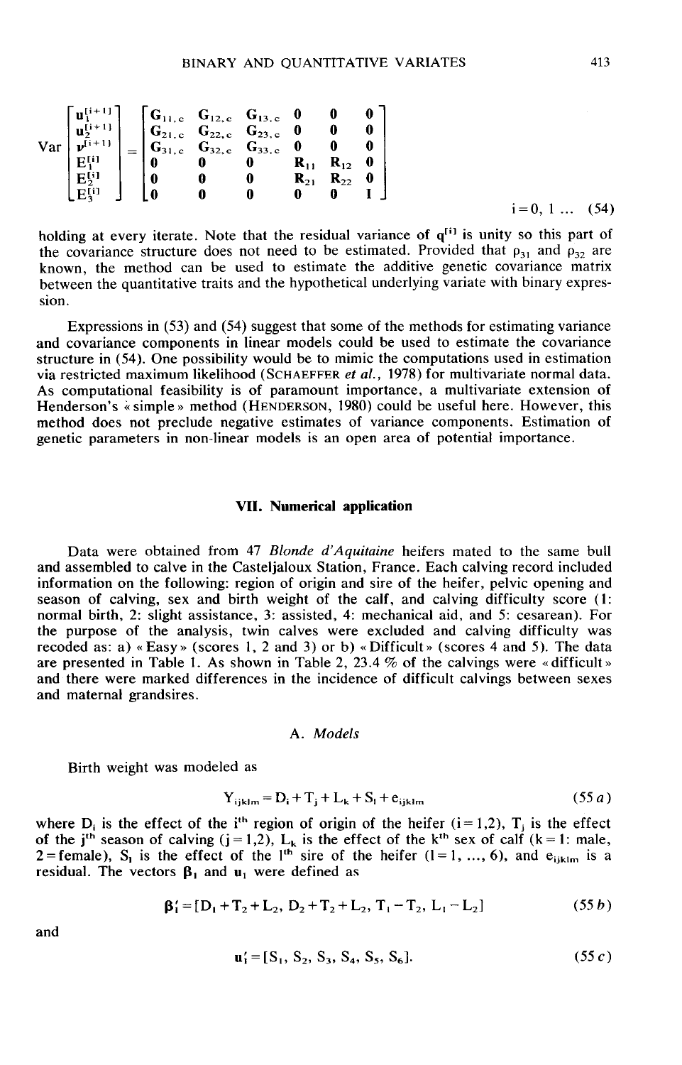$$
\text{Var}\begin{bmatrix} \mathbf{u}_1^{[i+1]} \\ \mathbf{u}_2^{[i+1]} \\ \boldsymbol{\nu}^{[i+1]} \\ \mathbf{E}_1^{[i]} \\ \mathbf{E}_2^{[i]} \\ \mathbf{E}_3^{[i]} \end{bmatrix} = \begin{bmatrix} \mathbf{G}_{11,c} & \mathbf{G}_{12,c} & \mathbf{G}_{13,c} & \mathbf{0} & \mathbf{0} & \mathbf{0} \\ \mathbf{G}_{21,c} & \mathbf{G}_{22,c} & \mathbf{G}_{23,c} & \mathbf{0} & \mathbf{0} & \mathbf{0} \\ \mathbf{G}_{31,c} & \mathbf{G}_{32,c} & \mathbf{G}_{33,c} & \mathbf{0} & \mathbf{0} & \mathbf{0} \\ \mathbf{0} & \mathbf{0} & \mathbf{0} & \mathbf{R}_{11} & \mathbf{R}_{12} & \mathbf{0} \\ \mathbf{0} & \mathbf{0} & \mathbf{0} & \mathbf{R}_{21} & \mathbf{R}_{22} & \mathbf{0} \\ \mathbf{0} & \mathbf{0} & \mathbf{0} & \mathbf{0} & \mathbf{0} & \mathbf{I} \end{bmatrix} \qquad i=0, 1 \ldots \quad (54)
$$

holding at every iterate. Note that the residual variance of $\mathbf{q}^{[i]}$ is unity so this part of the covariance structure does not need to be estimated. Provided that $\rho_{31}$ and $\rho_{32}$ are known, the method can be used to estimate the additive genetic covariance matrix between the quantitative traits and the hypothetical underlying variate with binary expression.

Expressions in (53) and (54) suggest that some of the methods for estimating variance and covariance components in linear models could be used to estimate the covariance structure in (54). One possibility would be to mimic the computations used in estimation via restricted maximum likelihood (SCHAEFFER *et al.*, 1978) for multivariate normal data. As computational feasibility is of paramount importance, a multivariate extension of Henderson's « simple » method (HENDERSON, 1980) could be useful here. However, this method does not preclude negative estimates of variance components. Estimation of genetic parameters in non-linear models is an open area of potential importance.

## VII. Numerical application

Data were obtained from 47 *Blonde d'Aquitaine* heifers mated to the same bull and assembled to calve in the Casteljaloux Station, France. Each calving record included information on the following: region of origin and sire of the heifer, pelvic opening and season of calving, sex and birth weight of the calf, and calving difficulty score (1: normal birth, 2: slight assistance, 3: assisted, 4: mechanical aid, and 5: cesarean). For the purpose of the analysis, twin calves were excluded and calving difficulty was recoded as: a) « Easy » (scores 1, 2 and 3) or b) « Difficult » (scores 4 and 5). The data are presented in Table 1. As shown in Table 2, 23.4 % of the calvings were « difficult » and there were marked differences in the incidence of difficult calvings between sexes and maternal grandsires.

### A. *Models*

Birth weight was modeled as

$$Y_{ijklm} = D_i + T_j + L_k + S_l + e_{ijklm} \qquad (55\,a)$$

where $D_i$ is the effect of the $i^{th}$ region of origin of the heifer ($i=1,2$), $T_j$ is the effect of the $j^{th}$ season of calving ($j=1,2$), $L_k$ is the effect of the $k^{th}$ sex of calf ($k=1$: male, $2=$female), $S_l$ is the effect of the $l^{th}$ sire of the heifer ($l=1, \ldots, 6$), and $e_{ijklm}$ is a residual. The vectors $\boldsymbol{\beta}_1$ and $\mathbf{u}_1$ were defined as

$$\boldsymbol{\beta}_1' = [D_1 + T_2 + L_2,\ D_2 + T_2 + L_2,\ T_1 - T_2,\ L_1 - L_2] \qquad (55\,b)$$

and

$$\mathbf{u}_1' = [S_1, S_2, S_3, S_4, S_5, S_6]. \qquad (55\,c)$$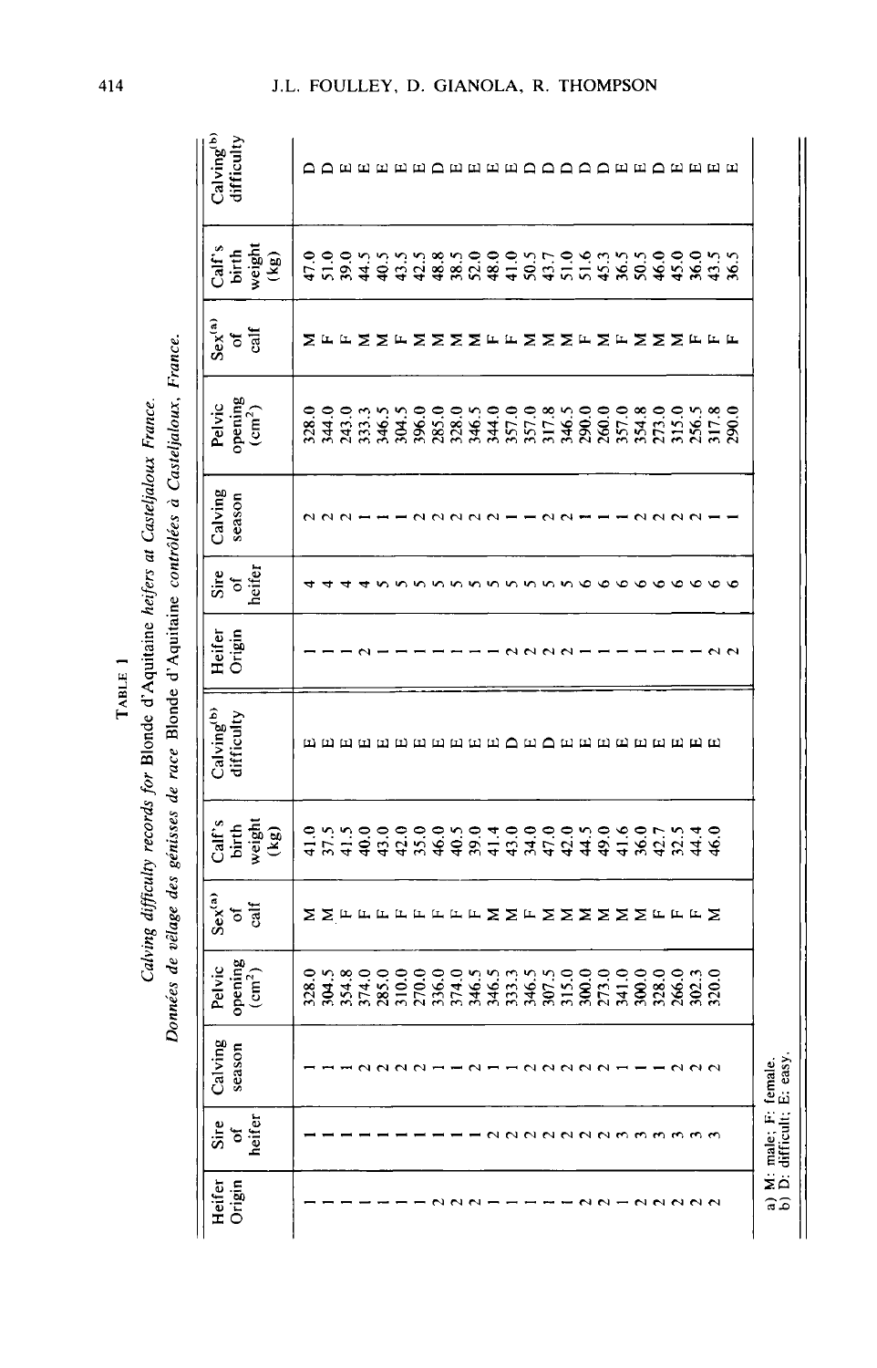TABLE 1

*Calving difficulty records for Blonde d'Aquitaine heifers at Casteljaloux France.*

*Données de vêlage des génisses de race Blonde d'Aquitaine contrôlées à Casteljaloux, France.*

| Heifer Origin | Sire of heifer | Calving season | Pelvic opening (cm²) | Sex[(a)] of calf | Calf's birth weight (kg) | Calving[(b)] difficulty |
|---|---|---|---|---|---|---|
| 1 | 1 | 1 | 328.0 | M | 41.0 | E |
| 1 | 1 | 1 | 304.5 | M | 37.5 | E |
| 1 | 1 | 1 | 354.8 | F | 41.5 | E |
| 1 | 1 | 2 | 374.0 | F | 40.0 | E |
| 1 | 1 | 2 | 285.0 | F | 43.0 | E |
| 1 | 1 | 2 | 310.0 | F | 42.0 | E |
| 1 | 1 | 1 | 270.0 | F | 35.0 | E |
| 2 | 1 | 1 | 336.0 | F | 46.0 | E |
| 2 | 1 | 2 | 374.0 | F | 40.5 | E |
| 1 | 1 | 1 | 346.5 | F | 39.0 | E |
| 1 | 2 | 1 | 346.5 | M | 41.4 | E |
| 1 | 2 | 2 | 333.3 | M | 43.0 | D |
| 1 | 2 | 2 | 346.5 | F | 34.0 | E |
| 1 | 2 | 2 | 307.5 | M | 47.0 | D |
| 1 | 2 | 2 | 315.0 | M | 42.0 | E |
| 2 | 2 | 2 | 300.0 | M | 44.5 | E |
| 2 | 2 | 1 | 273.0 | M | 49.0 | E |
| 1 | 2 | 1 | 341.0 | M | 41.6 | E |
| 2 | 3 | 1 | 300.0 | M | 36.0 | E |
| 2 | 3 | 2 | 328.0 | F | 42.7 | E |
| 2 | 3 | 2 | 266.0 | F | 32.5 | E |
| 2 | 3 | 2 | 302.3 | F | 44.4 | E |
| 2 | 3 | 2 | 320.0 | M | 46.0 | E |
| 1 | 4 | 2 | 328.0 | M | 47.0 | D |
| 1 | 4 | 2 | 344.0 | F | 51.0 | D |
| 1 | 4 | 2 | 243.0 | F | 39.0 | E |
| 2 | 4 | 1 | 333.3 | M | 44.5 | E |
| 1 | 5 | 1 | 346.5 | M | 40.5 | E |
| 1 | 5 | 1 | 304.5 | F | 43.5 | E |
| 1 | 5 | 1 | 396.0 | M | 42.5 | E |
| 1 | 5 | 2 | 285.0 | M | 48.8 | D |
| 1 | 5 | 2 | 328.0 | M | 38.5 | E |
| 1 | 5 | 2 | 346.5 | M | 52.0 | E |
| 1 | 5 | 2 | 344.0 | F | 48.0 | E |
| 1 | 5 | 2 | 357.0 | F | 41.0 | E |
| 2 | 5 | 1 | 317.8 | M | 50.5 | E |
| 2 | 5 | 1 | 346.5 | M | 43.7 | D |
| 2 | 5 | 2 | 290.0 | M | 51.0 | D |
| 2 | 6 | 2 | 260.0 | F | 51.6 | D |
| 1 | 6 | 1 | 357.0 | M | 45.3 | D |
| 1 | 6 | 1 | 354.8 | F | 36.5 | D |
| 1 | 6 | 1 | 273.0 | M | 50.5 | E |
| 1 | 6 | 2 | 315.0 | M | 46.0 | E |
| 1 | 6 | 2 | 256.5 | M | 45.0 | D |
| 1 | 6 | 2 | 317.8 | F | 36.0 | E |
| 2 | 6 | 1 | 290.0 | F | 43.5 | E |
| 2 | 6 | 1 | | F | 36.5 | E |

a) M: male; F: female.
b) D: difficult; E: easy.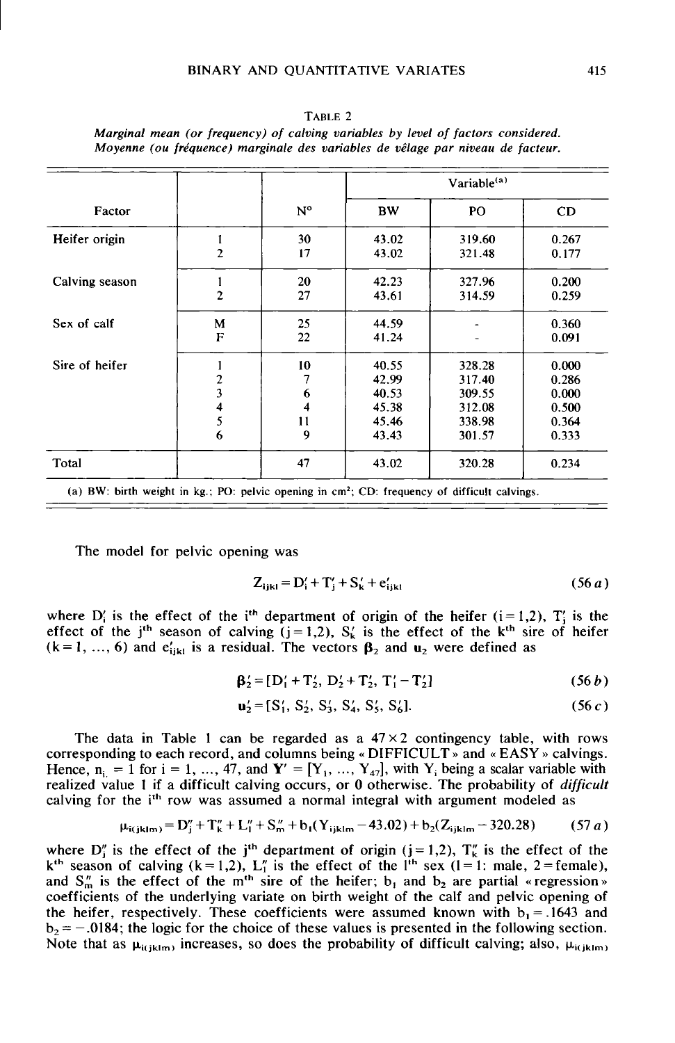TABLE 2

*Marginal mean (or frequency) of calving variables by level of factors considered.*
*Moyenne (ou fréquence) marginale des variables de vêlage par niveau de facteur.*

| Factor | | N° | Variable[(a)] BW | PO | CD |
|---|---|---|---|---|---|
| Heifer origin | 1 | 30 | 43.02 | 319.60 | 0.267 |
| | 2 | 17 | 43.02 | 321.48 | 0.177 |
| Calving season | 1 | 20 | 42.23 | 327.96 | 0.200 |
| | 2 | 27 | 43.61 | 314.59 | 0.259 |
| Sex of calf | M | 25 | 44.59 | - | 0.360 |
| | F | 22 | 41.24 | - | 0.091 |
| Sire of heifer | 1 | 10 | 40.55 | 328.28 | 0.000 |
| | 2 | 7 | 42.99 | 317.40 | 0.286 |
| | 3 | 6 | 40.53 | 309.55 | 0.000 |
| | 4 | 4 | 45.38 | 312.08 | 0.500 |
| | 5 | 11 | 45.46 | 338.98 | 0.364 |
| | 6 | 9 | 43.43 | 301.57 | 0.333 |
| Total | | 47 | 43.02 | 320.28 | 0.234 |

(a) BW: birth weight in kg.; PO: pelvic opening in $cm^2$; CD: frequency of difficult calvings.

The model for pelvic opening was

$$Z_{ijkl} = D'_i + T'_j + S'_k + e'_{ijkl} \tag{56 a}$$

where $D'_i$ is the effect of the $i^{th}$ department of origin of the heifer ($i=1,2$), $T'_j$ is the effect of the $j^{th}$ season of calving ($j=1,2$), $S'_k$ is the effect of the $k^{th}$ sire of heifer ($k=1, ..., 6$) and $e'_{ijkl}$ is a residual. The vectors $\boldsymbol{\beta}_2$ and $\mathbf{u}_2$ were defined as

$$\boldsymbol{\beta}'_2 = [D'_1 + T'_2, D'_2 + T'_2, T'_1 - T'_2] \tag{56 b}$$

$$\mathbf{u}'_2 = [S'_1, S'_2, S'_3, S'_4, S'_5, S'_6]. \tag{56 c}$$

The data in Table 1 can be regarded as a $47 \times 2$ contingency table, with rows corresponding to each record, and columns being « DIFFICULT » and « EASY » calvings. Hence, $n_{i.} = 1$ for $i = 1, ..., 47$, and $\mathbf{Y}' = [Y_1, ..., Y_{47}]$, with $Y_i$ being a scalar variable with realized value 1 if a difficult calving occurs, or 0 otherwise. The probability of *difficult* calving for the $i^{th}$ row was assumed a normal integral with argument modeled as

$$\mu_{i(jklm)} = D''_j + T''_k + L''_l + S''_m + b_1(Y_{ijklm} - 43.02) + b_2(Z_{ijklm} - 320.28) \tag{57 a}$$

where $D''_j$ is the effect of the $j^{th}$ department of origin ($j=1,2$), $T''_k$ is the effect of the $k^{th}$ season of calving ($k=1,2$), $L''_l$ is the effect of the $l^{th}$ sex ($l=1$: male, $2=$female), and $S''_m$ is the effect of the $m^{th}$ sire of the heifer; $b_1$ and $b_2$ are partial « regression » coefficients of the underlying variate on birth weight of the calf and pelvic opening of the heifer, respectively. These coefficients were assumed known with $b_1 = .1643$ and $b_2 = -.0184$; the logic for the choice of these values is presented in the following section. Note that as $\mu_{i(jklm)}$ increases, so does the probability of difficult calving; also, $\mu_{i(jklm)}$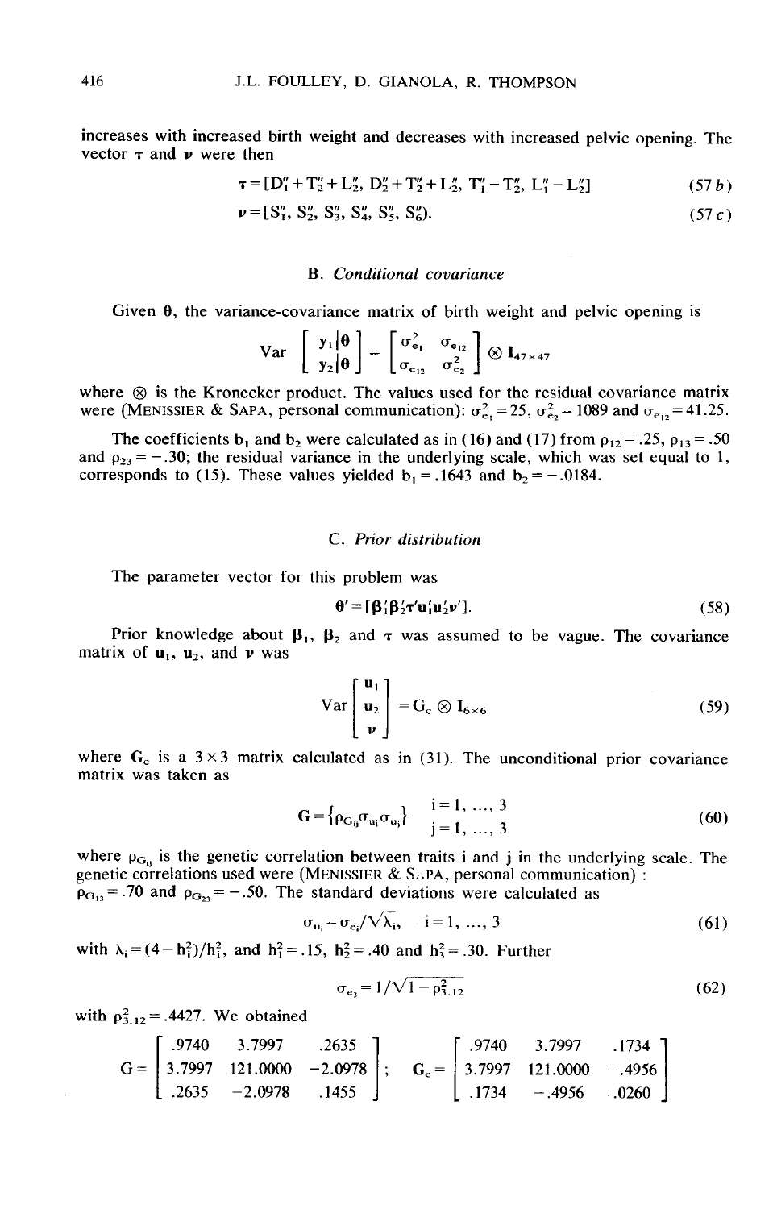increases with increased birth weight and decreases with increased pelvic opening. The vector $\boldsymbol{\tau}$ and $\boldsymbol{\nu}$ were then

$$\boldsymbol{\tau} = [D_1'' + T_2'' + L_2'',\ D_2'' + T_2'' + L_2'',\ T_1'' - T_2'',\ L_1'' - L_2''] \tag{57 b}$$

$$\boldsymbol{\nu} = [S_1'', S_2'', S_3'', S_4'', S_5'', S_6''). \tag{57 c}$$

### B. *Conditional covariance*

Given $\boldsymbol{\theta}$, the variance-covariance matrix of birth weight and pelvic opening is

$$\text{Var}\begin{bmatrix} \mathbf{y}_1|\boldsymbol{\theta} \\ \mathbf{y}_2|\boldsymbol{\theta} \end{bmatrix} = \begin{bmatrix} \sigma_{e_1}^2 & \sigma_{e_{12}} \\ \sigma_{e_{12}} & \sigma_{e_2}^2 \end{bmatrix} \otimes \mathbf{I}_{47\times 47}$$

where $\otimes$ is the Kronecker product. The values used for the residual covariance matrix were (MENISSIER & SAPA, personal communication): $\sigma_{e_1}^2 = 25$, $\sigma_{e_2}^2 = 1089$ and $\sigma_{e_{12}} = 41.25$.

The coefficients $b_1$ and $b_2$ were calculated as in (16) and (17) from $\rho_{12} = .25$, $\rho_{13} = .50$ and $\rho_{23} = -.30$; the residual variance in the underlying scale, which was set equal to 1, corresponds to (15). These values yielded $b_1 = .1643$ and $b_2 = -.0184$.

### C. *Prior distribution*

The parameter vector for this problem was

$$\boldsymbol{\theta}' = [\boldsymbol{\beta}_1' \boldsymbol{\beta}_2' \boldsymbol{\tau}' \mathbf{u}_1' \mathbf{u}_2' \boldsymbol{\nu}']. \tag{58}$$

Prior knowledge about $\boldsymbol{\beta}_1$, $\boldsymbol{\beta}_2$ and $\boldsymbol{\tau}$ was assumed to be vague. The covariance matrix of $\mathbf{u}_1$, $\mathbf{u}_2$, and $\boldsymbol{\nu}$ was

$$\text{Var}\begin{bmatrix} \mathbf{u}_1 \\ \mathbf{u}_2 \\ \boldsymbol{\nu} \end{bmatrix} = \mathbf{G}_c \otimes \mathbf{I}_{6\times 6} \tag{59}$$

where $\mathbf{G}_c$ is a $3\times 3$ matrix calculated as in (31). The unconditional prior covariance matrix was taken as

$$\mathbf{G} = \{\rho_{G_{ij}} \sigma_{u_i} \sigma_{u_j}\} \quad \begin{matrix} i = 1, \ldots, 3 \\ j = 1, \ldots, 3 \end{matrix} \tag{60}$$

where $\rho_{G_{ij}}$ is the genetic correlation between traits i and j in the underlying scale. The genetic correlations used were (MENISSIER & SAPA, personal communication) : $\rho_{G_{13}} = .70$ and $\rho_{G_{23}} = -.50$. The standard deviations were calculated as

$$\sigma_{u_i} = \sigma_{e_i} / \sqrt{\lambda_i}, \quad i = 1, \ldots, 3 \tag{61}$$

with $\lambda_i = (4 - h_i^2)/h_i^2$, and $h_1^2 = .15$, $h_2^2 = .40$ and $h_3^2 = .30$. Further

$$\sigma_{e_3} = 1/\sqrt{1 - \rho_{3.12}^2} \tag{62}$$

with $\rho_{3.12}^2 = .4427$. We obtained

$$\mathbf{G} = \begin{bmatrix} .9740 & 3.7997 & .2635 \\ 3.7997 & 121.0000 & -2.0978 \\ .2635 & -2.0978 & .1455 \end{bmatrix}; \quad \mathbf{G}_c = \begin{bmatrix} .9740 & 3.7997 & .1734 \\ 3.7997 & 121.0000 & -.4956 \\ .1734 & -.4956 & .0260 \end{bmatrix}$$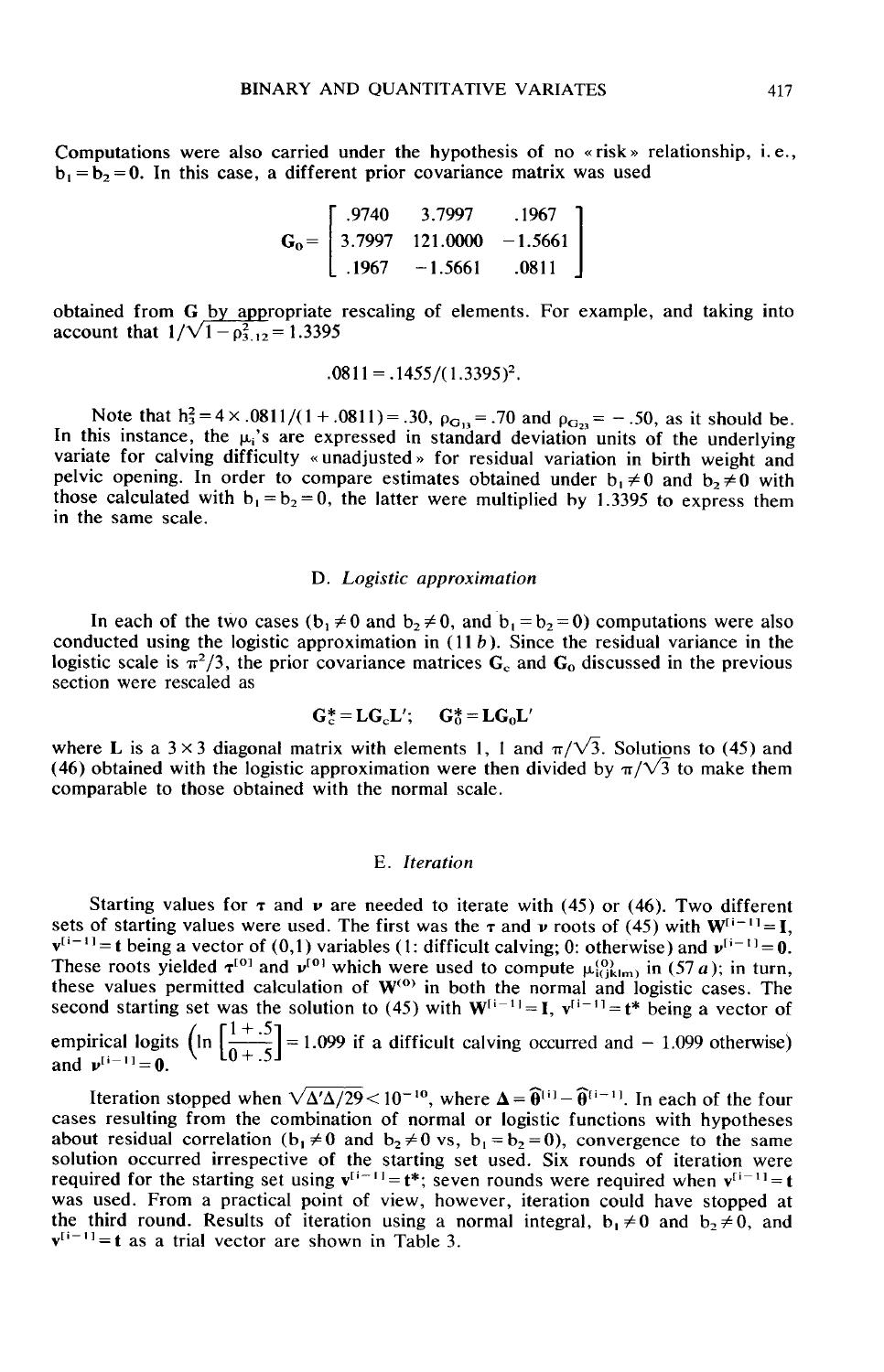Computations were also carried under the hypothesis of no «risk» relationship, i.e., $b_1 = b_2 = 0$. In this case, a different prior covariance matrix was used

$$\mathbf{G}_0 = \begin{bmatrix} .9740 & 3.7997 & .1967 \\ 3.7997 & 121.0000 & -1.5661 \\ .1967 & -1.5661 & .0811 \end{bmatrix}$$

obtained from $\mathbf{G}$ by appropriate rescaling of elements. For example, and taking into account that $1/\sqrt{1-\rho^2_{3.12}} = 1.3395$

$$.0811 = .1455/(1.3395)^2.$$

Note that $h_3^2 = 4 \times .0811/(1 + .0811) = .30$, $\rho_{G_{13}} = .70$ and $\rho_{G_{23}} = -.50$, as it should be. In this instance, the $\mu_i$'s are expressed in standard deviation units of the underlying variate for calving difficulty «unadjusted» for residual variation in birth weight and pelvic opening. In order to compare estimates obtained under $b_1 \neq 0$ and $b_2 \neq 0$ with those calculated with $b_1 = b_2 = 0$, the latter were multiplied by 1.3395 to express them in the same scale.

### D. *Logistic approximation*

In each of the two cases ($b_1 \neq 0$ and $b_2 \neq 0$, and $b_1 = b_2 = 0$) computations were also conducted using the logistic approximation in (11 *b*). Since the residual variance in the logistic scale is $\pi^2/3$, the prior covariance matrices $\mathbf{G}_c$ and $\mathbf{G}_0$ discussed in the previous section were rescaled as

$$\mathbf{G}_c^* = \mathbf{L}\mathbf{G}_c\mathbf{L}'; \quad \mathbf{G}_0^* = \mathbf{L}\mathbf{G}_0\mathbf{L}'$$

where $\mathbf{L}$ is a $3 \times 3$ diagonal matrix with elements 1, 1 and $\pi/\sqrt{3}$. Solutions to (45) and (46) obtained with the logistic approximation were then divided by $\pi/\sqrt{3}$ to make them comparable to those obtained with the normal scale.

### E. *Iteration*

Starting values for $\boldsymbol{\tau}$ and $\boldsymbol{\nu}$ are needed to iterate with (45) or (46). Two different sets of starting values were used. The first was the $\boldsymbol{\tau}$ and $\boldsymbol{\nu}$ roots of (45) with $\mathbf{W}^{[i-1]} = \mathbf{I}$, $\mathbf{v}^{[i-1]} = \mathbf{t}$ being a vector of (0,1) variables (1: difficult calving; 0: otherwise) and $\boldsymbol{\nu}^{[i-1]} = \mathbf{0}$. These roots yielded $\boldsymbol{\tau}^{[0]}$ and $\boldsymbol{\nu}^{[0]}$ which were used to compute $\mu^{(0)}_{i(jklm)}$ in (57 *a*); in turn, these values permitted calculation of $\mathbf{W}^{(0)}$ in both the normal and logistic cases. The second starting set was the solution to (45) with $\mathbf{W}^{[i-1]} = \mathbf{I}$, $\mathbf{v}^{[i-1]} = \mathbf{t}^*$ being a vector of empirical logits $\left(\ln\left[\frac{1+.5}{0+.5}\right] = 1.099 \text{ if a difficult calving occurred and } -1.099 \text{ otherwise}\right)$ and $\boldsymbol{\nu}^{[i-1]} = \mathbf{0}$.

Iteration stopped when $\sqrt{\Delta'\Delta/29} < 10^{-10}$, where $\Delta = \hat{\boldsymbol{\theta}}^{[i]} - \hat{\boldsymbol{\theta}}^{[i-1]}$. In each of the four cases resulting from the combination of normal or logistic functions with hypotheses about residual correlation ($b_1 \neq 0$ and $b_2 \neq 0$ vs, $b_1 = b_2 = 0$), convergence to the same solution occurred irrespective of the starting set used. Six rounds of iteration were required for the starting set using $\mathbf{v}^{[i-1]} = \mathbf{t}^*$; seven rounds were required when $\mathbf{v}^{[i-1]} = \mathbf{t}$ was used. From a practical point of view, however, iteration could have stopped at the third round. Results of iteration using a normal integral, $b_1 \neq 0$ and $b_2 \neq 0$, and $\mathbf{v}^{[i-1]} = \mathbf{t}$ as a trial vector are shown in Table 3.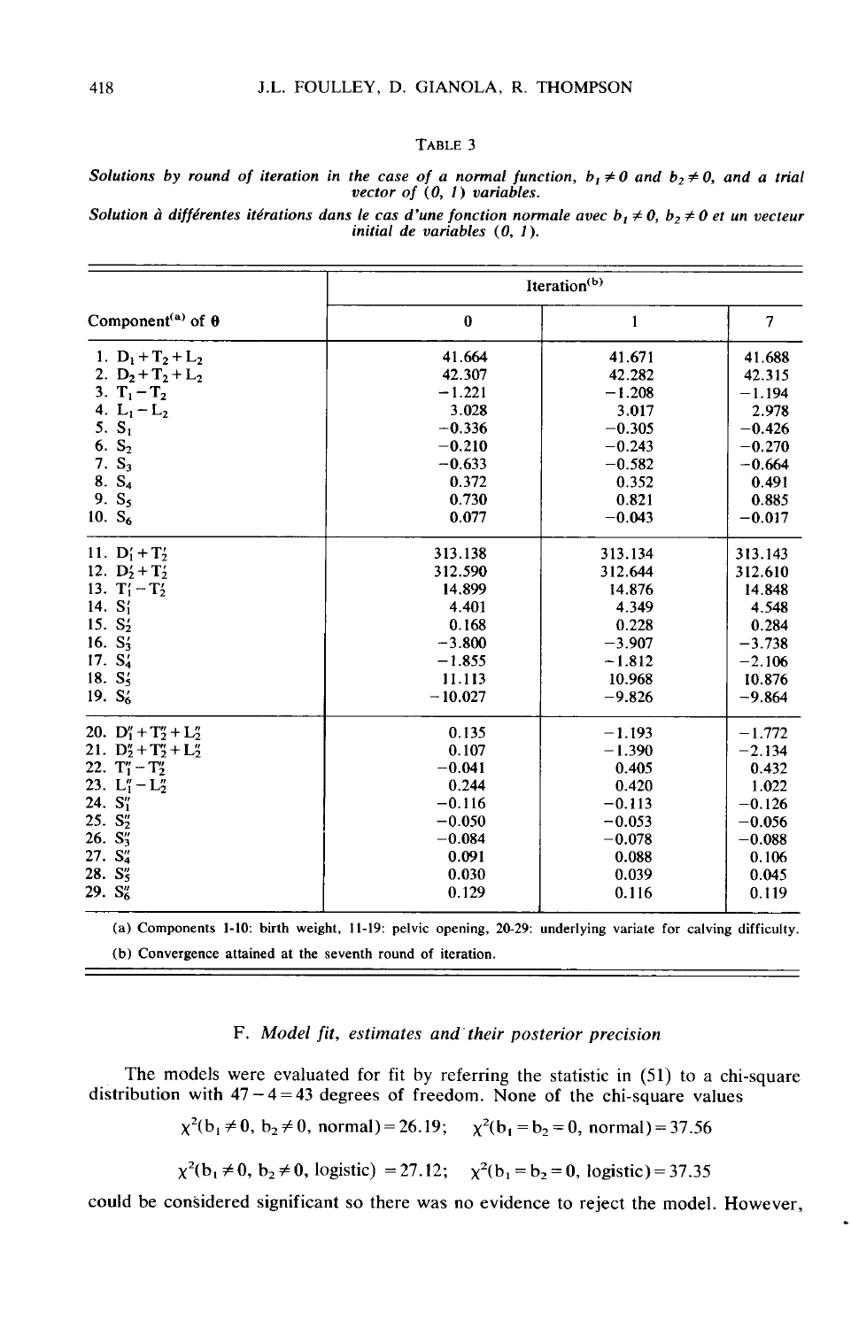TABLE 3

*Solutions by round of iteration in the case of a normal function, $b_1 \neq 0$ and $b_2 \neq 0$, and a trial vector of (0, 1) variables.*

*Solution à différentes itérations dans le cas d'une fonction normale avec $b_1 \neq 0$, $b_2 \neq 0$ et un vecteur initial de variables (0, 1).*

| Component[a] of $\theta$ | Iteration[b] | | |
|---|---|---|---|
| | 0 | 1 | 7 |
| 1. $D_1+T_2+L_2$ | 41.664 | 41.671 | 41.688 |
| 2. $D_2+T_2+L_2$ | 42.307 | 42.282 | 42.315 |
| 3. $T_1-T_2$ | −1.221 | −1.208 | −1.194 |
| 4. $L_1-L_2$ | 3.028 | 3.017 | 2.978 |
| 5. $S_1$ | −0.336 | −0.305 | −0.426 |
| 6. $S_2$ | −0.210 | −0.243 | −0.270 |
| 7. $S_3$ | −0.633 | −0.582 | −0.664 |
| 8. $S_4$ | 0.372 | 0.352 | 0.491 |
| 9. $S_5$ | 0.730 | 0.821 | 0.885 |
| 10. $S_6$ | 0.077 | −0.043 | −0.017 |
| 11. $D'_1+T'_2$ | 313.138 | 313.134 | 313.143 |
| 12. $D'_2+T'_2$ | 312.590 | 312.644 | 312.610 |
| 13. $T'_1-T'_2$ | 14.899 | 14.876 | 14.848 |
| 14. $S'_1$ | 4.401 | 4.349 | 4.548 |
| 15. $S'_2$ | 0.168 | 0.228 | 0.284 |
| 16. $S'_3$ | −3.800 | −3.907 | −3.738 |
| 17. $S'_4$ | −1.855 | −1.812 | −2.106 |
| 18. $S'_5$ | 11.113 | 10.968 | 10.876 |
| 19. $S'_6$ | −10.027 | −9.826 | −9.864 |
| 20. $D''_1+T''_2+L''_2$ | 0.135 | −1.193 | −1.772 |
| 21. $D''_2+T''_2+L''_2$ | 0.107 | −1.390 | −2.134 |
| 22. $T''_1-T''_2$ | −0.041 | 0.405 | 0.432 |
| 23. $L''_1-L''_2$ | 0.244 | 0.420 | 1.022 |
| 24. $S''_1$ | −0.116 | −0.113 | −0.126 |
| 25. $S''_2$ | −0.050 | −0.053 | −0.056 |
| 26. $S''_3$ | −0.084 | −0.078 | −0.088 |
| 27. $S''_4$ | 0.091 | 0.088 | 0.106 |
| 28. $S''_5$ | 0.030 | 0.039 | 0.045 |
| 29. $S''_6$ | 0.129 | 0.116 | 0.119 |

(a) Components 1-10: birth weight, 11-19: pelvic opening, 20-29: underlying variate for calving difficulty.

(b) Convergence attained at the seventh round of iteration.

### F. *Model fit, estimates and their posterior precision*

The models were evaluated for fit by referring the statistic in (51) to a chi-square distribution with $47-4=43$ degrees of freedom. None of the chi-square values

$$\chi^2(b_1 \neq 0,\ b_2 \neq 0,\ \text{normal}) = 26.19; \quad \chi^2(b_1 = b_2 = 0,\ \text{normal}) = 37.56$$

$$\chi^2(b_1 \neq 0,\ b_2 \neq 0,\ \text{logistic}) = 27.12; \quad \chi^2(b_1 = b_2 = 0,\ \text{logistic}) = 37.35$$

could be considered significant so there was no evidence to reject the model. However,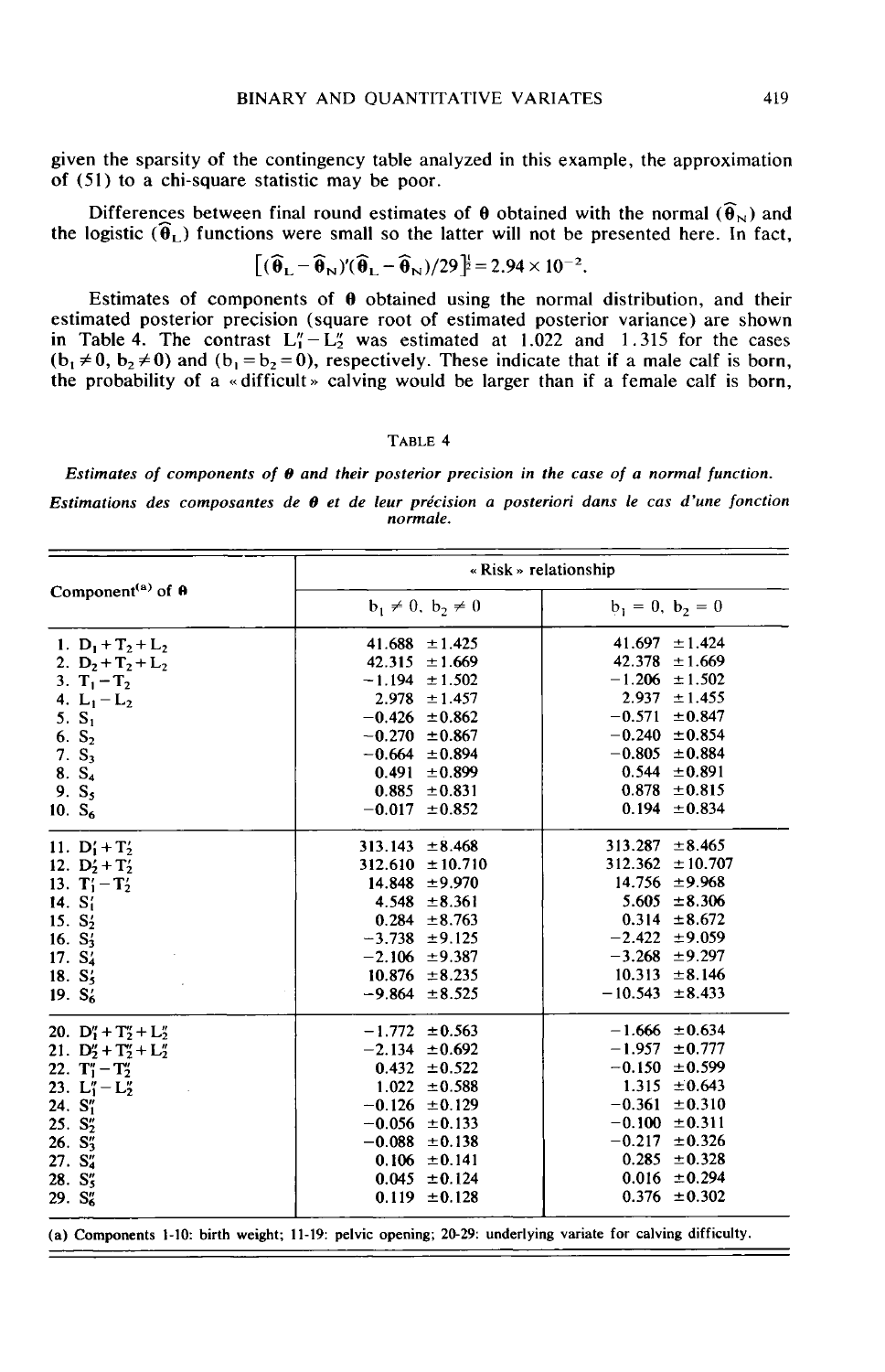given the sparsity of the contingency table analyzed in this example, the approximation of (51) to a chi-square statistic may be poor.

Differences between final round estimates of $\boldsymbol{\theta}$ obtained with the normal ($\widehat{\boldsymbol{\theta}}_N$) and the logistic ($\widehat{\boldsymbol{\theta}}_L$) functions were small so the latter will not be presented here. In fact,

$$[(\widehat{\boldsymbol{\theta}}_L - \widehat{\boldsymbol{\theta}}_N)'(\widehat{\boldsymbol{\theta}}_L - \widehat{\boldsymbol{\theta}}_N)/29]^{\frac{1}{2}} = 2.94 \times 10^{-2}.$$

Estimates of components of $\boldsymbol{\theta}$ obtained using the normal distribution, and their estimated posterior precision (square root of estimated posterior variance) are shown in Table 4. The contrast $L_1'' - L_2''$ was estimated at 1.022 and 1.315 for the cases ($b_1 \neq 0$, $b_2 \neq 0$) and ($b_1 = b_2 = 0$), respectively. These indicate that if a male calf is born, the probability of a «difficult» calving would be larger than if a female calf is born,

TABLE 4

***Estimates of components of $\boldsymbol{\theta}$ and their posterior precision in the case of a normal function.***

***Estimations des composantes de $\boldsymbol{\theta}$ et de leur précision a posteriori dans le cas d'une fonction normale.***

| Component[(a)] of $\boldsymbol{\theta}$ | «Risk» relationship | |
|---|---|---|
| | $b_1 \neq 0$, $b_2 \neq 0$ | $b_1 = 0$, $b_2 = 0$ |
| 1. $D_1 + T_2 + L_2$ | 41.688 ±1.425 | 41.697 ±1.424 |
| 2. $D_2 + T_2 + L_2$ | 42.315 ±1.669 | 42.378 ±1.669 |
| 3. $T_1 - T_2$ | −1.194 ±1.502 | −1.206 ±1.502 |
| 4. $L_1 - L_2$ | 2.978 ±1.457 | 2.937 ±1.455 |
| 5. $S_1$ | −0.426 ±0.862 | −0.571 ±0.847 |
| 6. $S_2$ | −0.270 ±0.867 | −0.240 ±0.854 |
| 7. $S_3$ | −0.664 ±0.894 | −0.805 ±0.884 |
| 8. $S_4$ | 0.491 ±0.899 | 0.544 ±0.891 |
| 9. $S_5$ | 0.885 ±0.831 | 0.878 ±0.815 |
| 10. $S_6$ | −0.017 ±0.852 | 0.194 ±0.834 |
| 11. $D_1' + T_2'$ | 313.143 ±8.468 | 313.287 ±8.465 |
| 12. $D_2' + T_2'$ | 312.610 ±10.710 | 312.362 ±10.707 |
| 13. $T_1' - T_2'$ | 14.848 ±9.970 | 14.756 ±9.968 |
| 14. $S_1'$ | 4.548 ±8.361 | 5.605 ±8.306 |
| 15. $S_2'$ | 0.284 ±8.763 | 0.314 ±8.672 |
| 16. $S_3'$ | −3.738 ±9.125 | −2.422 ±9.059 |
| 17. $S_4'$ | −2.106 ±9.387 | −3.268 ±9.297 |
| 18. $S_5'$ | 10.876 ±8.235 | 10.313 ±8.146 |
| 19. $S_6'$ | −9.864 ±8.525 | −10.543 ±8.433 |
| 20. $D_1'' + T_2'' + L_2''$ | −1.772 ±0.563 | −1.666 ±0.634 |
| 21. $D_2'' + T_2'' + L_2''$ | −2.134 ±0.692 | −1.957 ±0.777 |
| 22. $T_1'' - T_2''$ | 0.432 ±0.522 | −0.150 ±0.599 |
| 23. $L_1'' - L_2''$ | 1.022 ±0.588 | 1.315 ±0.643 |
| 24. $S_1''$ | −0.126 ±0.129 | −0.361 ±0.310 |
| 25. $S_2''$ | −0.056 ±0.133 | −0.100 ±0.311 |
| 26. $S_3''$ | −0.088 ±0.138 | −0.217 ±0.326 |
| 27. $S_4''$ | 0.106 ±0.141 | 0.285 ±0.328 |
| 28. $S_5''$ | 0.045 ±0.124 | 0.016 ±0.294 |
| 29. $S_6''$ | 0.119 ±0.128 | 0.376 ±0.302 |

(a) Components 1-10: birth weight; 11-19: pelvic opening; 20-29: underlying variate for calving difficulty.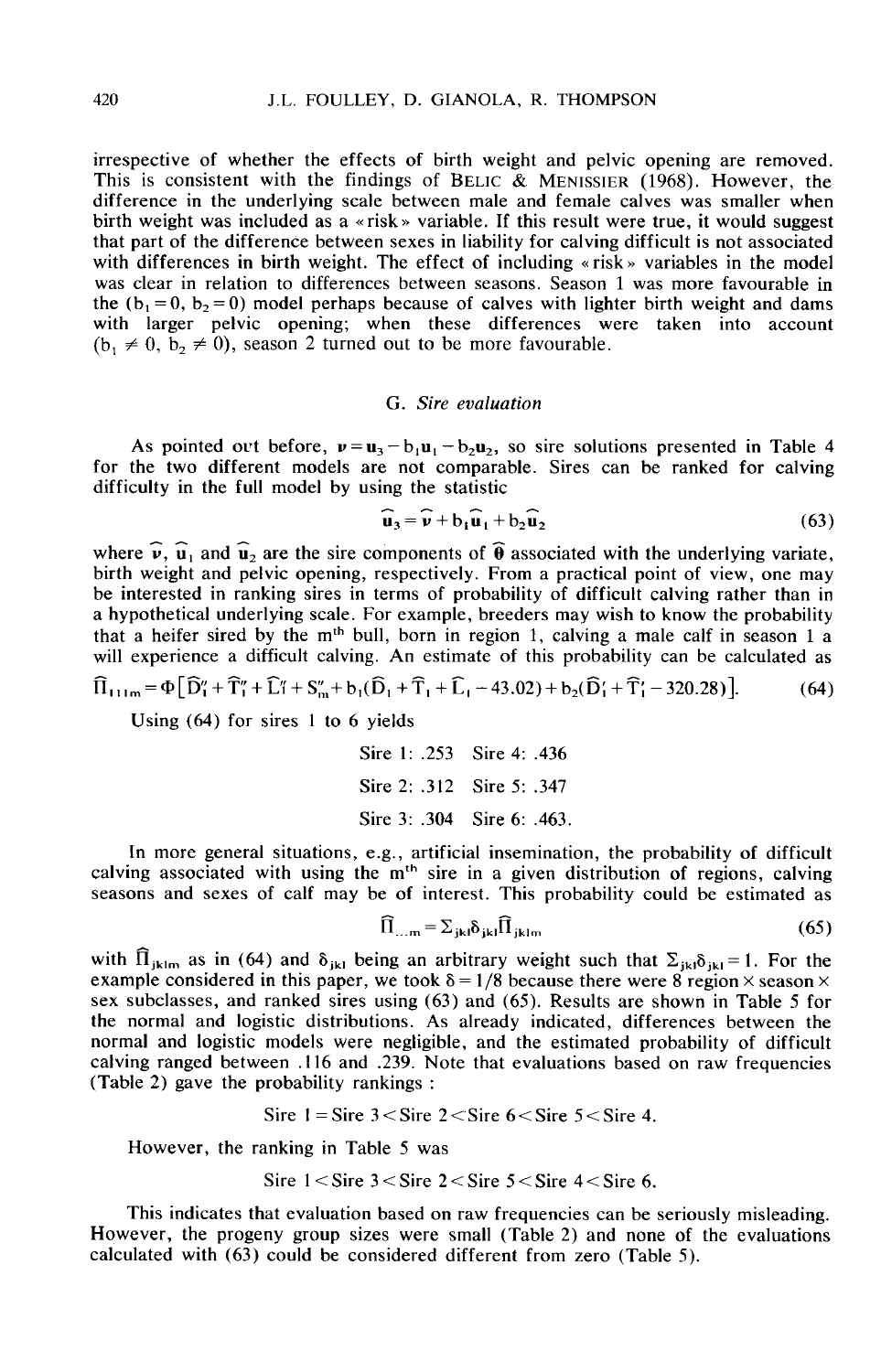irrespective of whether the effects of birth weight and pelvic opening are removed. This is consistent with the findings of BELIC & MENISSIER (1968). However, the difference in the underlying scale between male and female calves was smaller when birth weight was included as a « risk » variable. If this result were true, it would suggest that part of the difference between sexes in liability for calving difficult is not associated with differences in birth weight. The effect of including « risk » variables in the model was clear in relation to differences between seasons. Season 1 was more favourable in the ($b_1 = 0$, $b_2 = 0$) model perhaps because of calves with lighter birth weight and dams with larger pelvic opening; when these differences were taken into account ($b_1 \neq 0$, $b_2 \neq 0$), season 2 turned out to be more favourable.

### G. *Sire evaluation*

As pointed out before, $\boldsymbol{\nu} = \mathbf{u}_3 - b_1\mathbf{u}_1 - b_2\mathbf{u}_2$, so sire solutions presented in Table 4 for the two different models are not comparable. Sires can be ranked for calving difficulty in the full model by using the statistic

$$\widehat{\mathbf{u}}_3 = \widehat{\boldsymbol{\nu}} + b_1\widehat{\mathbf{u}}_1 + b_2\widehat{\mathbf{u}}_2 \tag{63}$$

where $\widehat{\boldsymbol{\nu}}$, $\widehat{\mathbf{u}}_1$ and $\widehat{\mathbf{u}}_2$ are the sire components of $\widehat{\boldsymbol{\theta}}$ associated with the underlying variate, birth weight and pelvic opening, respectively. From a practical point of view, one may be interested in ranking sires in terms of probability of difficult calving rather than in a hypothetical underlying scale. For example, breeders may wish to know the probability that a heifer sired by the $m^{th}$ bull, born in region 1, calving a male calf in season 1 a will experience a difficult calving. An estimate of this probability can be calculated as

$$\widehat{\Pi}_{111m} = \Phi\left[\widehat{D}''_1 + \widehat{T}''_1 + \widehat{L}''_1 + S''_m + b_1(\widehat{D}_1 + \widehat{T}_1 + \widehat{L}_1 - 43.02) + b_2(\widehat{D}'_1 + \widehat{T}'_1 - 320.28)\right]. \tag{64}$$

Using (64) for sires 1 to 6 yields

Sire 1: .253 Sire 4: .436

Sire 2: .312 Sire 5: .347

Sire 3: .304 Sire 6: .463.

In more general situations, e.g., artificial insemination, the probability of difficult calving associated with using the $m^{th}$ sire in a given distribution of regions, calving seasons and sexes of calf may be of interest. This probability could be estimated as

$$\widehat{\Pi}_{\ldots m} = \Sigma_{jkl}\delta_{jkl}\widehat{\Pi}_{jklm} \tag{65}$$

with $\widehat{\Pi}_{jklm}$ as in (64) and $\delta_{jkl}$ being an arbitrary weight such that $\Sigma_{jkl}\delta_{jkl} = 1$. For the example considered in this paper, we took $\delta = 1/8$ because there were 8 region × season × sex subclasses, and ranked sires using (63) and (65). Results are shown in Table 5 for the normal and logistic distributions. As already indicated, differences between the normal and logistic models were negligible, and the estimated probability of difficult calving ranged between .116 and .239. Note that evaluations based on raw frequencies (Table 2) gave the probability rankings :

Sire 1 = Sire 3 < Sire 2 < Sire 6 < Sire 5 < Sire 4.

However, the ranking in Table 5 was

Sire 1 < Sire 3 < Sire 2 < Sire 5 < Sire 4 < Sire 6.

This indicates that evaluation based on raw frequencies can be seriously misleading. However, the progeny group sizes were small (Table 2) and none of the evaluations calculated with (63) could be considered different from zero (Table 5).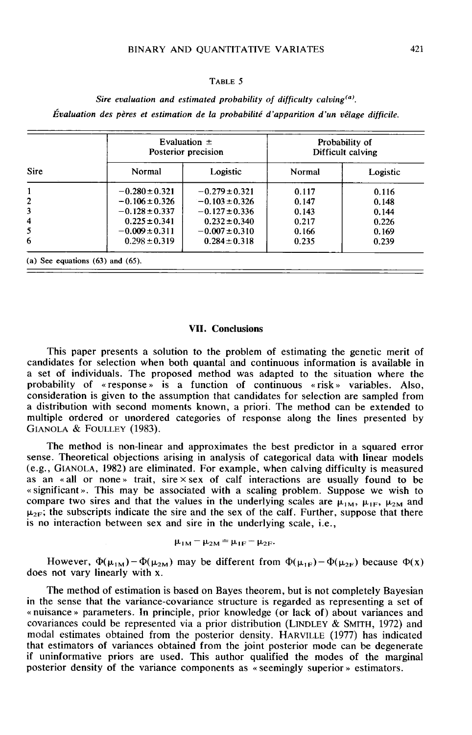TABLE 5

*Sire evaluation and estimated probability of difficulty calving[(a)].*

*Évaluation des pères et estimation de la probabilité d'apparition d'un vêlage difficile.*

| Sire | Evaluation ± Posterior precision | | Probability of Difficult calving | |
|---|---|---|---|---|
| | Normal | Logistic | Normal | Logistic |
| 1 | −0.280±0.321 | −0.279±0.321 | 0.117 | 0.116 |
| 2 | −0.106±0.326 | −0.103±0.326 | 0.147 | 0.148 |
| 3 | −0.128±0.337 | −0.127±0.336 | 0.143 | 0.144 |
| 4 | 0.225±0.341 | 0.232±0.340 | 0.217 | 0.226 |
| 5 | −0.009±0.311 | −0.007±0.310 | 0.166 | 0.169 |
| 6 | 0.298±0.319 | 0.284±0.318 | 0.235 | 0.239 |

(a) See equations (63) and (65).

## VII. Conclusions

This paper presents a solution to the problem of estimating the genetic merit of candidates for selection when both quantal and continuous information is available in a set of individuals. The proposed method was adapted to the situation where the probability of « response » is a function of continuous « risk » variables. Also, consideration is given to the assumption that candidates for selection are sampled from a distribution with second moments known, a priori. The method can be extended to multiple ordered or unordered categories of response along the lines presented by GIANOLA & FOULLEY (1983).

The method is non-linear and approximates the best predictor in a squared error sense. Theoretical objections arising in analysis of categorical data with linear models (e.g., GIANOLA, 1982) are eliminated. For example, when calving difficulty is measured as an « all or none » trait, sire × sex of calf interactions are usually found to be « significant ». This may be associated with a scaling problem. Suppose we wish to compare two sires and that the values in the underlying scales are $\mu_{1M}$, $\mu_{1F}$, $\mu_{2M}$ and $\mu_{2F}$; the subscripts indicate the sire and the sex of the calf. Further, suppose that there is no interaction between sex and sire in the underlying scale, i.e.,

$$\mu_{1M} - \mu_{2M} = \mu_{1F} - \mu_{2F}.$$

However, $\Phi(\mu_{1M}) - \Phi(\mu_{2M})$ may be different from $\Phi(\mu_{1F}) - \Phi(\mu_{2F})$ because $\Phi(x)$ does not vary linearly with x.

The method of estimation is based on Bayes theorem, but is not completely Bayesian in the sense that the variance-covariance structure is regarded as representing a set of « nuisance » parameters. In principle, prior knowledge (or lack of) about variances and covariances could be represented via a prior distribution (LINDLEY & SMITH, 1972) and modal estimates obtained from the posterior density. HARVILLE (1977) has indicated that estimators of variances obtained from the joint posterior mode can be degenerate if uninformative priors are used. This author qualified the modes of the marginal posterior density of the variance components as « seemingly superior » estimators.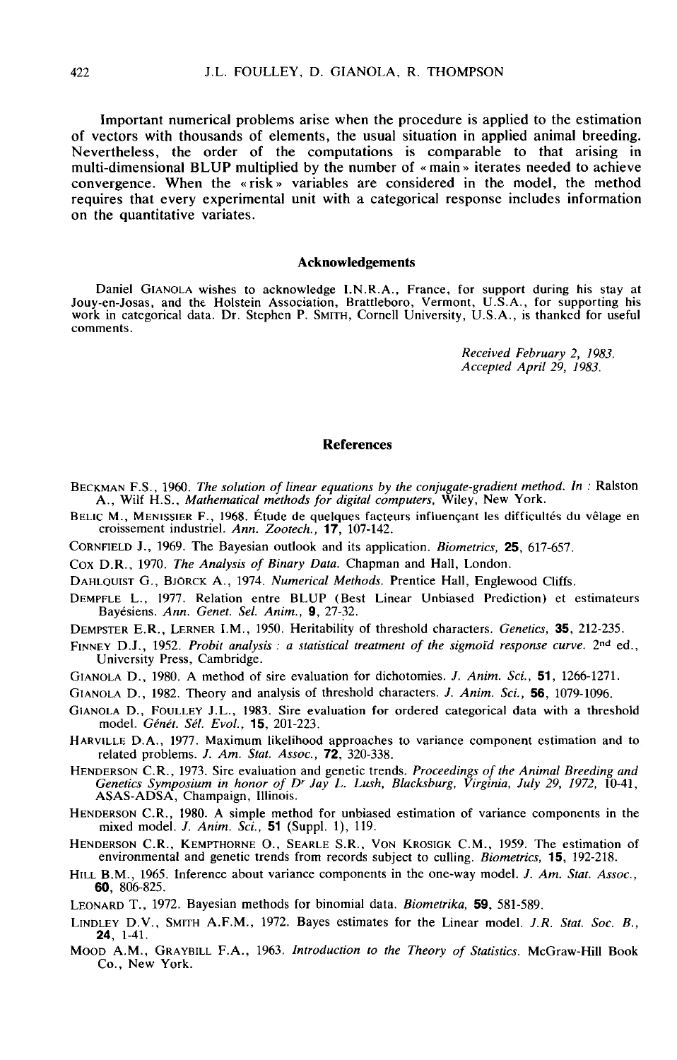Important numerical problems arise when the procedure is applied to the estimation of vectors with thousands of elements, the usual situation in applied animal breeding. Nevertheless, the order of the computations is comparable to that arising in multi-dimensional BLUP multiplied by the number of « main » iterates needed to achieve convergence. When the « risk » variables are considered in the model, the method requires that every experimental unit with a categorical response includes information on the quantitative variates.

## Acknowledgements

Daniel GIANOLA wishes to acknowledge I.N.R.A., France, for support during his stay at Jouy-en-Josas, and the Holstein Association, Brattleboro, Vermont, U.S.A., for supporting his work in categorical data. Dr. Stephen P. SMITH, Cornell University, U.S.A., is thanked for useful comments.

*Received February 2, 1983.*
*Accepted April 29, 1983.*

## References

BECKMAN F.S., 1960. *The solution of linear equations by the conjugate-gradient method. In* : Ralston A., Wilf H.S., *Mathematical methods for digital computers*, Wiley, New York.

BELIC M., MENISSIER F., 1968. Étude de quelques facteurs influençant les difficultés du vêlage en croissement industriel. *Ann. Zootech.*, **17**, 107-142.

CORNFIELD J., 1969. The Bayesian outlook and its application. *Biometrics*, **25**, 617-657.

COX D.R., 1970. *The Analysis of Binary Data.* Chapman and Hall, London.

DAHLQUIST G., BJÖRCK A., 1974. *Numerical Methods.* Prentice Hall, Englewood Cliffs.

DEMPFLE L., 1977. Relation entre BLUP (Best Linear Unbiased Prediction) et estimateurs Bayésiens. *Ann. Genet. Sel. Anim.*, **9**, 27-32.

DEMPSTER E.R., LERNER I.M., 1950. Heritability of threshold characters. *Genetics*, **35**, 212-235.

FINNEY D.J., 1952. *Probit analysis : a statistical treatment of the sigmoïd response curve.* 2nd ed., University Press, Cambridge.

GIANOLA D., 1980. A method of sire evaluation for dichotomies. *J. Anim. Sci.*, **51**, 1266-1271.

GIANOLA D., 1982. Theory and analysis of threshold characters. *J. Anim. Sci.*, **56**, 1079-1096.

GIANOLA D., FOULLEY J.L., 1983. Sire evaluation for ordered categorical data with a threshold model. *Génét. Sél. Evol.*, **15**, 201-223.

HARVILLE D.A., 1977. Maximum likelihood approaches to variance component estimation and to related problems. *J. Am. Stat. Assoc.*, **72**, 320-338.

HENDERSON C.R., 1973. Sire evaluation and genetic trends. *Proceedings of the Animal Breeding and Genetics Symposium in honor of Dr Jay L. Lush, Blacksburg, Virginia, July 29, 1972,* 10-41, ASAS-ADSA, Champaign, Illinois.

HENDERSON C.R., 1980. A simple method for unbiased estimation of variance components in the mixed model. *J. Anim. Sci.*, **51** (Suppl. 1), 119.

HENDERSON C.R., KEMPTHORNE O., SEARLE S.R., VON KROSIGK C.M., 1959. The estimation of environmental and genetic trends from records subject to culling. *Biometrics*, **15**, 192-218.

HILL B.M., 1965. Inference about variance components in the one-way model. *J. Am. Stat. Assoc.*, **60**, 806-825.

LEONARD T., 1972. Bayesian methods for binomial data. *Biometrika*, **59**, 581-589.

LINDLEY D.V., SMITH A.F.M., 1972. Bayes estimates for the Linear model. *J.R. Stat. Soc. B.*, **24**, 1-41.

MOOD A.M., GRAYBILL F.A., 1963. *Introduction to the Theory of Statistics.* McGraw-Hill Book Co., New York.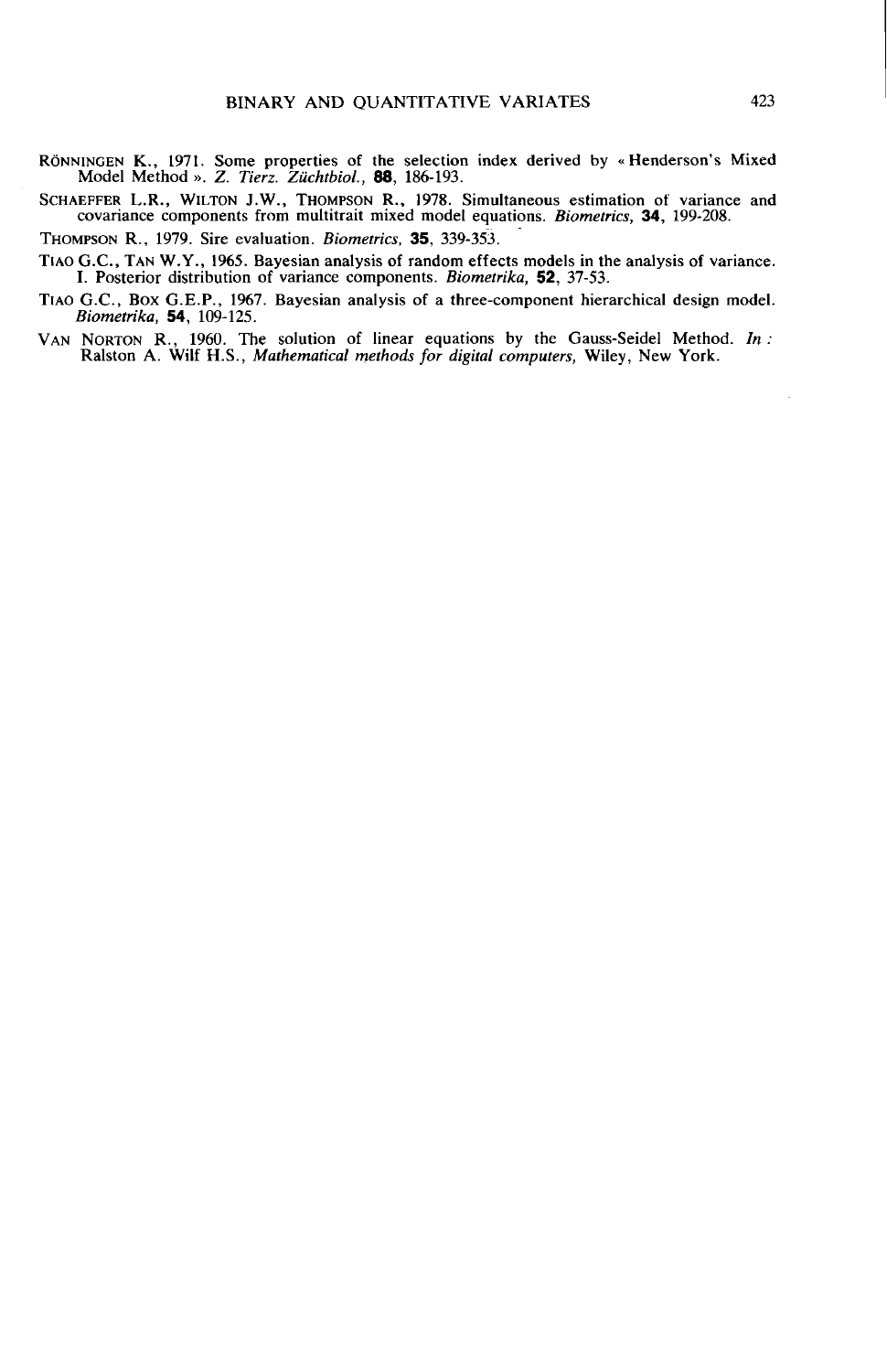RÖNNINGEN K., 1971. Some properties of the selection index derived by « Henderson's Mixed Model Method ». *Z. Tierz. Züchtbiol.*, **88**, 186-193.

SCHAEFFER L.R., WILTON J.W., THOMPSON R., 1978. Simultaneous estimation of variance and covariance components from multitrait mixed model equations. *Biometrics*, **34**, 199-208.

THOMPSON R., 1979. Sire evaluation. *Biometrics*, **35**, 339-353.

TIAO G.C., TAN W.Y., 1965. Bayesian analysis of random effects models in the analysis of variance. I. Posterior distribution of variance components. *Biometrika*, **52**, 37-53.

TIAO G.C., BOX G.E.P., 1967. Bayesian analysis of a three-component hierarchical design model. *Biometrika*, **54**, 109-125.

VAN NORTON R., 1960. The solution of linear equations by the Gauss-Seidel Method. *In :* Ralston A. Wilf H.S., *Mathematical methods for digital computers,* Wiley, New York.